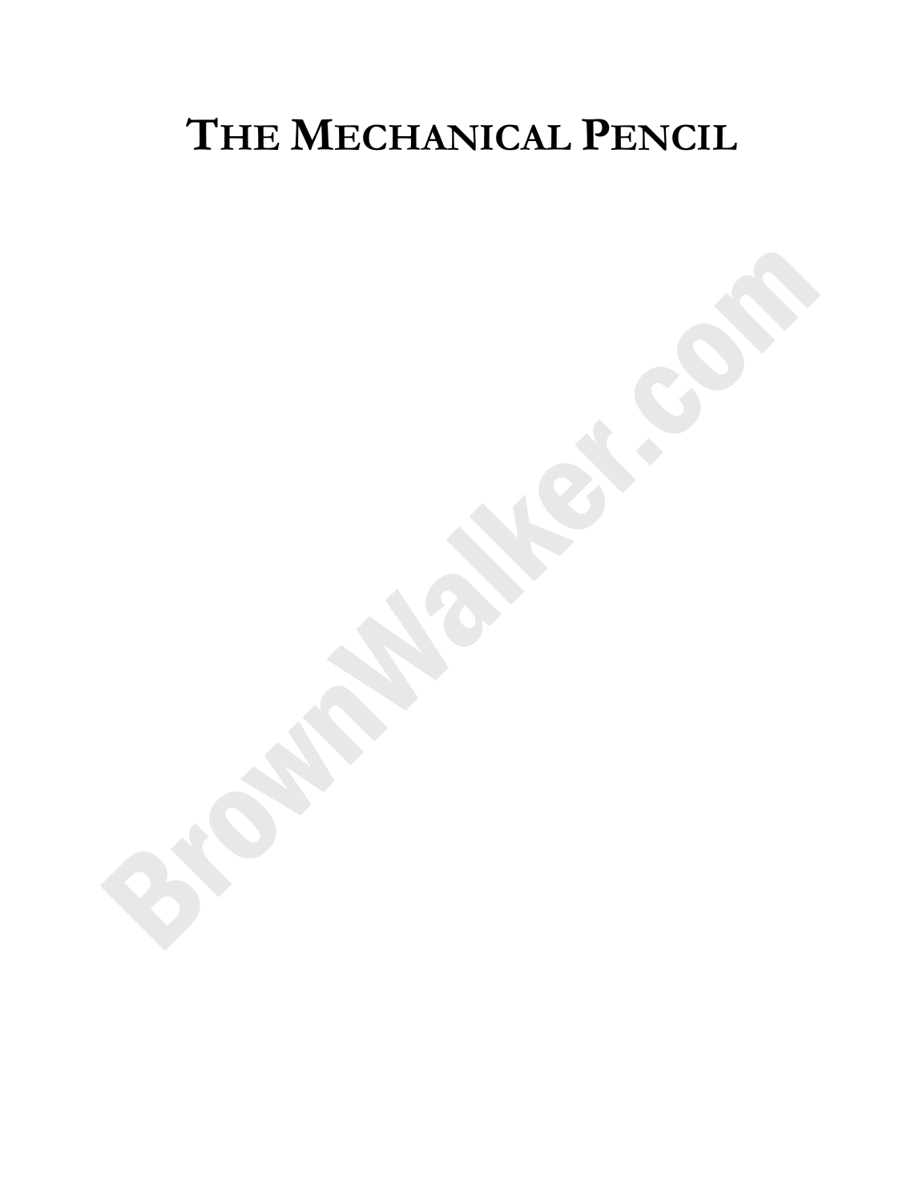# THE MECHANICAL PENCIL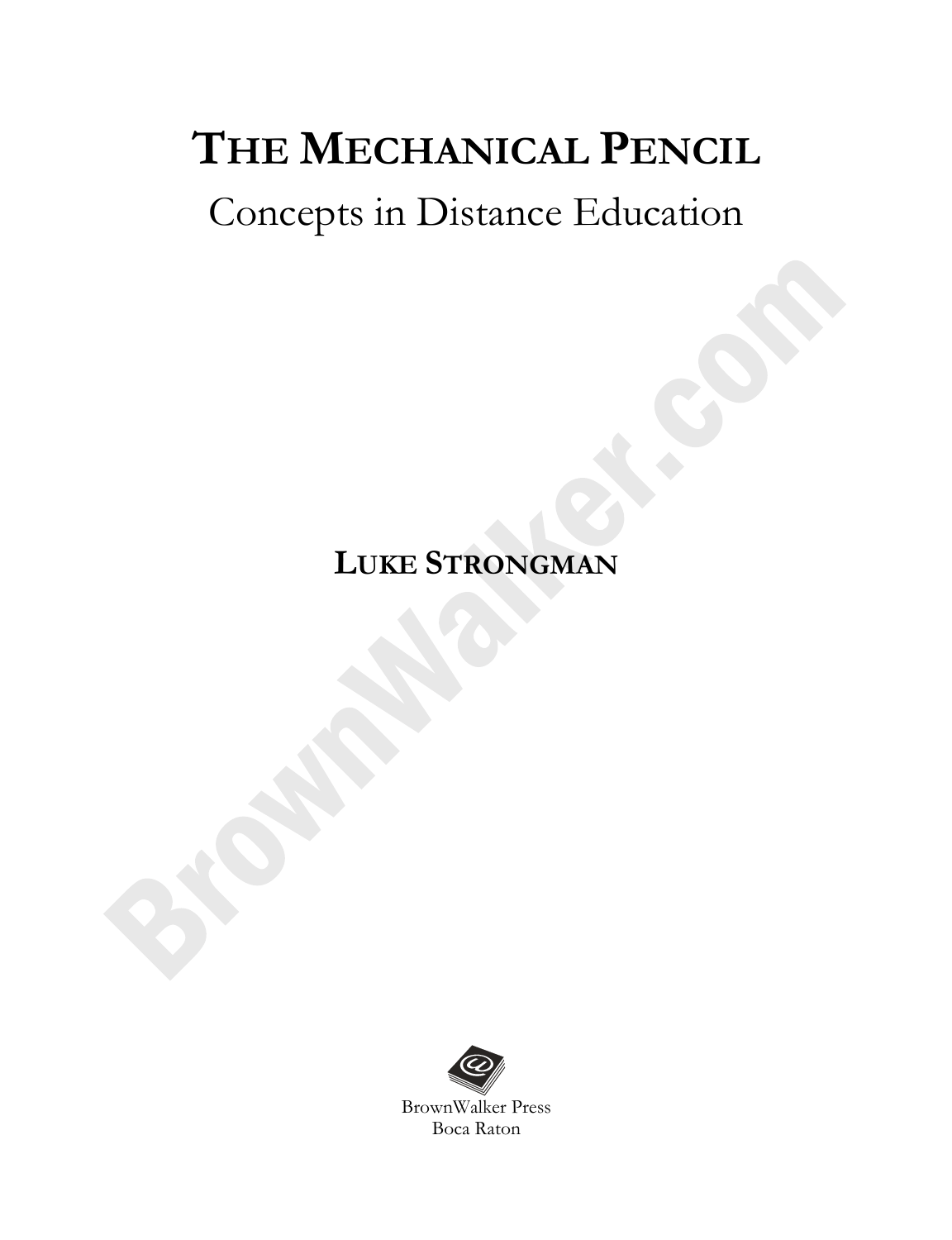# THE MECHANICAL PENCIL

## Concepts in Distance Education

**LUKE STRONGMAN**

BrownWalker Press
Boca Raton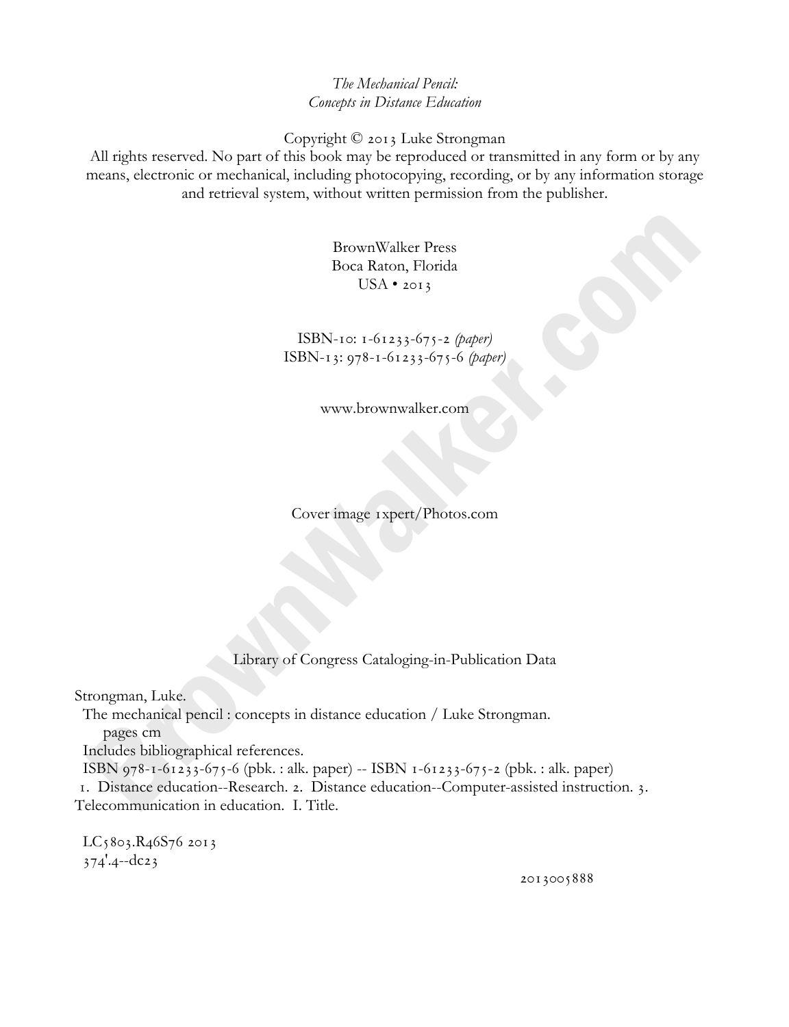*The Mechanical Pencil:*
*Concepts in Distance Education*

Copyright © 2013 Luke Strongman

All rights reserved. No part of this book may be reproduced or transmitted in any form or by any means, electronic or mechanical, including photocopying, recording, or by any information storage and retrieval system, without written permission from the publisher.

BrownWalker Press
Boca Raton, Florida
USA • 2013

ISBN-10: 1-61233-675-2 *(paper)*
ISBN-13: 978-1-61233-675-6 *(paper)*

www.brownwalker.com

Cover image 1xpert/Photos.com

Library of Congress Cataloging-in-Publication Data

Strongman, Luke.
The mechanical pencil : concepts in distance education / Luke Strongman.
pages cm
Includes bibliographical references.
ISBN 978-1-61233-675-6 (pbk. : alk. paper) -- ISBN 1-61233-675-2 (pbk. : alk. paper)
1. Distance education--Research. 2. Distance education--Computer-assisted instruction. 3. Telecommunication in education. I. Title.

LC5803.R46S76 2013
374'.4--dc23

2013005888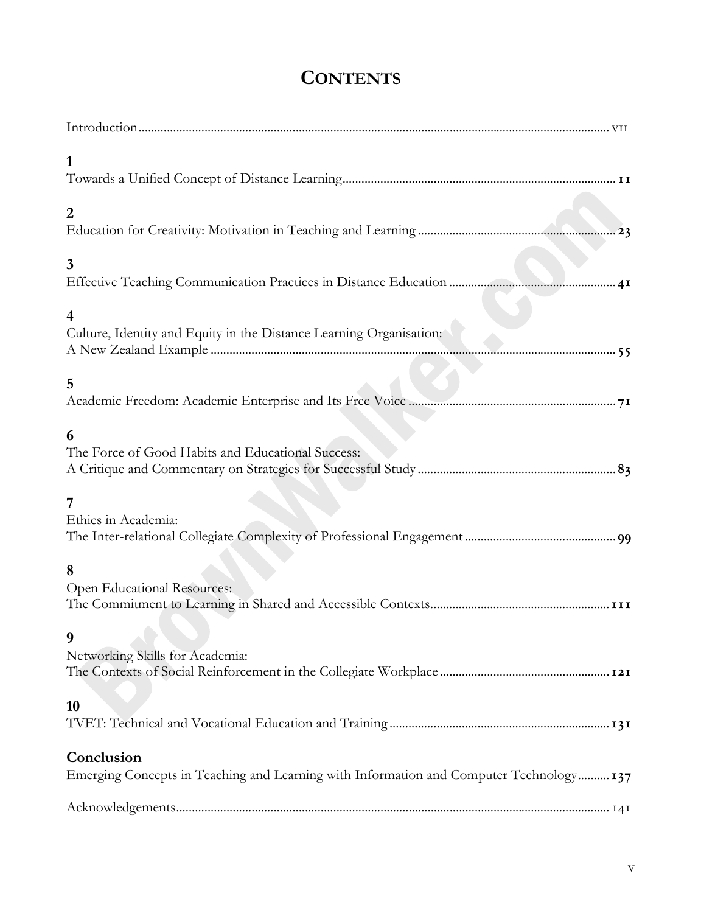# CONTENTS

Introduction .......... vii

**1**
Towards a Unified Concept of Distance Learning .......... **11**

**2**
Education for Creativity: Motivation in Teaching and Learning .......... **23**

**3**
Effective Teaching Communication Practices in Distance Education .......... **41**

**4**
Culture, Identity and Equity in the Distance Learning Organisation:
A New Zealand Example .......... **55**

**5**
Academic Freedom: Academic Enterprise and Its Free Voice .......... **71**

**6**
The Force of Good Habits and Educational Success:
A Critique and Commentary on Strategies for Successful Study .......... **83**

**7**
Ethics in Academia:
The Inter-relational Collegiate Complexity of Professional Engagement .......... **99**

**8**
Open Educational Resources:
The Commitment to Learning in Shared and Accessible Contexts .......... **111**

**9**
Networking Skills for Academia:
The Contexts of Social Reinforcement in the Collegiate Workplace .......... **121**

**10**
TVET: Technical and Vocational Education and Training .......... **131**

**Conclusion**
Emerging Concepts in Teaching and Learning with Information and Computer Technology .......... **137**

Acknowledgements .......... 141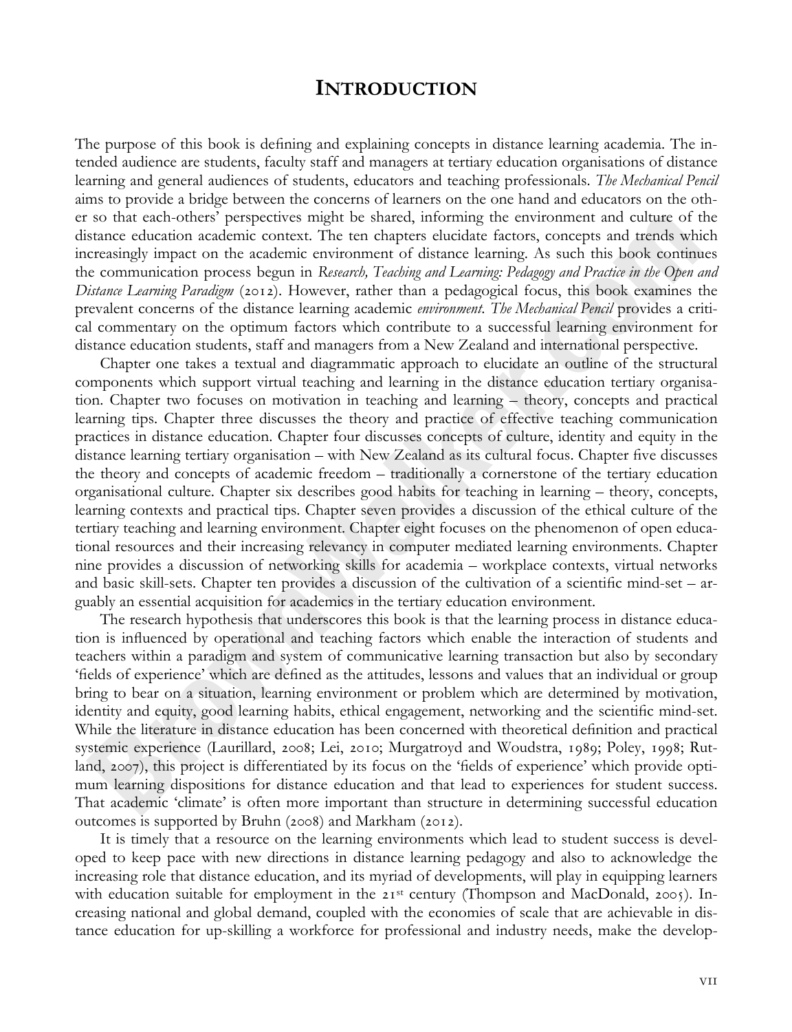# INTRODUCTION

The purpose of this book is defining and explaining concepts in distance learning academia. The intended audience are students, faculty staff and managers at tertiary education organisations of distance learning and general audiences of students, educators and teaching professionals. *The Mechanical Pencil* aims to provide a bridge between the concerns of learners on the one hand and educators on the other so that each-others' perspectives might be shared, informing the environment and culture of the distance education academic context. The ten chapters elucidate factors, concepts and trends which increasingly impact on the academic environment of distance learning. As such this book continues the communication process begun in *Research, Teaching and Learning: Pedagogy and Practice in the Open and Distance Learning Paradigm* (2012). However, rather than a pedagogical focus, this book examines the prevalent concerns of the distance learning academic *environment*. *The Mechanical Pencil* provides a critical commentary on the optimum factors which contribute to a successful learning environment for distance education students, staff and managers from a New Zealand and international perspective.

Chapter one takes a textual and diagrammatic approach to elucidate an outline of the structural components which support virtual teaching and learning in the distance education tertiary organisation. Chapter two focuses on motivation in teaching and learning – theory, concepts and practical learning tips. Chapter three discusses the theory and practice of effective teaching communication practices in distance education. Chapter four discusses concepts of culture, identity and equity in the distance learning tertiary organisation – with New Zealand as its cultural focus. Chapter five discusses the theory and concepts of academic freedom – traditionally a cornerstone of the tertiary education organisational culture. Chapter six describes good habits for teaching in learning – theory, concepts, learning contexts and practical tips. Chapter seven provides a discussion of the ethical culture of the tertiary teaching and learning environment. Chapter eight focuses on the phenomenon of open educational resources and their increasing relevancy in computer mediated learning environments. Chapter nine provides a discussion of networking skills for academia – workplace contexts, virtual networks and basic skill-sets. Chapter ten provides a discussion of the cultivation of a scientific mind-set – arguably an essential acquisition for academics in the tertiary education environment.

The research hypothesis that underscores this book is that the learning process in distance education is influenced by operational and teaching factors which enable the interaction of students and teachers within a paradigm and system of communicative learning transaction but also by secondary 'fields of experience' which are defined as the attitudes, lessons and values that an individual or group bring to bear on a situation, learning environment or problem which are determined by motivation, identity and equity, good learning habits, ethical engagement, networking and the scientific mind-set. While the literature in distance education has been concerned with theoretical definition and practical systemic experience (Laurillard, 2008; Lei, 2010; Murgatroyd and Woudstra, 1989; Poley, 1998; Rutland, 2007), this project is differentiated by its focus on the 'fields of experience' which provide optimum learning dispositions for distance education and that lead to experiences for student success. That academic 'climate' is often more important than structure in determining successful education outcomes is supported by Bruhn (2008) and Markham (2012).

It is timely that a resource on the learning environments which lead to student success is developed to keep pace with new directions in distance learning pedagogy and also to acknowledge the increasing role that distance education, and its myriad of developments, will play in equipping learners with education suitable for employment in the 21st century (Thompson and MacDonald, 2005). Increasing national and global demand, coupled with the economies of scale that are achievable in distance education for up-skilling a workforce for professional and industry needs, make the develop-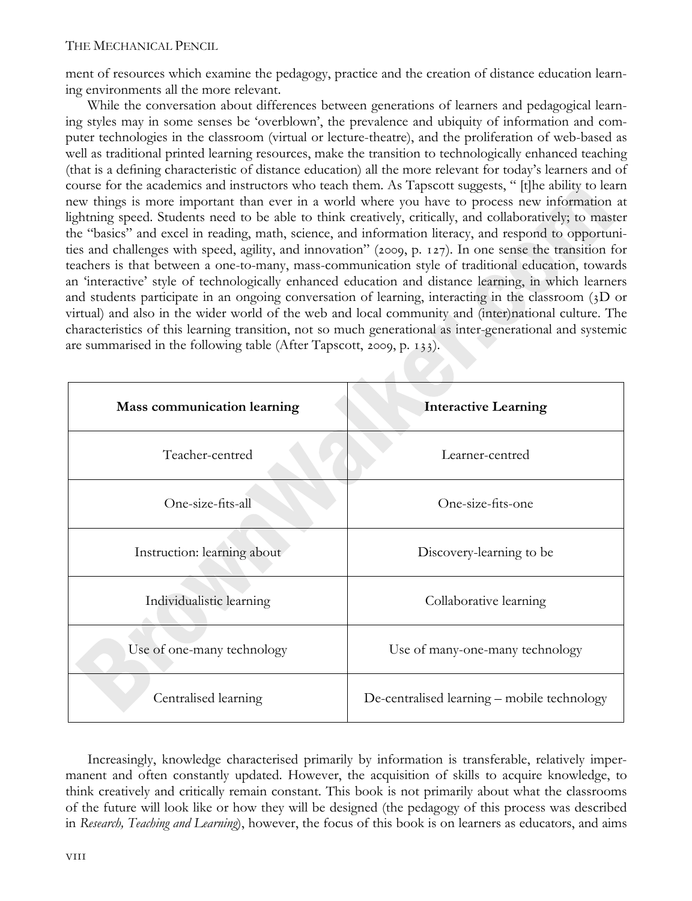ment of resources which examine the pedagogy, practice and the creation of distance education learning environments all the more relevant.

While the conversation about differences between generations of learners and pedagogical learning styles may in some senses be 'overblown', the prevalence and ubiquity of information and computer technologies in the classroom (virtual or lecture-theatre), and the proliferation of web-based as well as traditional printed learning resources, make the transition to technologically enhanced teaching (that is a defining characteristic of distance education) all the more relevant for today's learners and of course for the academics and instructors who teach them. As Tapscott suggests, " [t]he ability to learn new things is more important than ever in a world where you have to process new information at lightning speed. Students need to be able to think creatively, critically, and collaboratively; to master the "basics" and excel in reading, math, science, and information literacy, and respond to opportunities and challenges with speed, agility, and innovation" (2009, p. 127). In one sense the transition for teachers is that between a one-to-many, mass-communication style of traditional education, towards an 'interactive' style of technologically enhanced education and distance learning, in which learners and students participate in an ongoing conversation of learning, interacting in the classroom (3D or virtual) and also in the wider world of the web and local community and (inter)national culture. The characteristics of this learning transition, not so much generational as inter-generational and systemic are summarised in the following table (After Tapscott, 2009, p. 133).

| **Mass communication learning** | **Interactive Learning** |
| --- | --- |
| Teacher-centred | Learner-centred |
| One-size-fits-all | One-size-fits-one |
| Instruction: learning about | Discovery-learning to be |
| Individualistic learning | Collaborative learning |
| Use of one-many technology | Use of many-one-many technology |
| Centralised learning | De-centralised learning – mobile technology |

Increasingly, knowledge characterised primarily by information is transferable, relatively impermanent and often constantly updated. However, the acquisition of skills to acquire knowledge, to think creatively and critically remain constant. This book is not primarily about what the classrooms of the future will look like or how they will be designed (the pedagogy of this process was described in *Research, Teaching and Learning*), however, the focus of this book is on learners as educators, and aims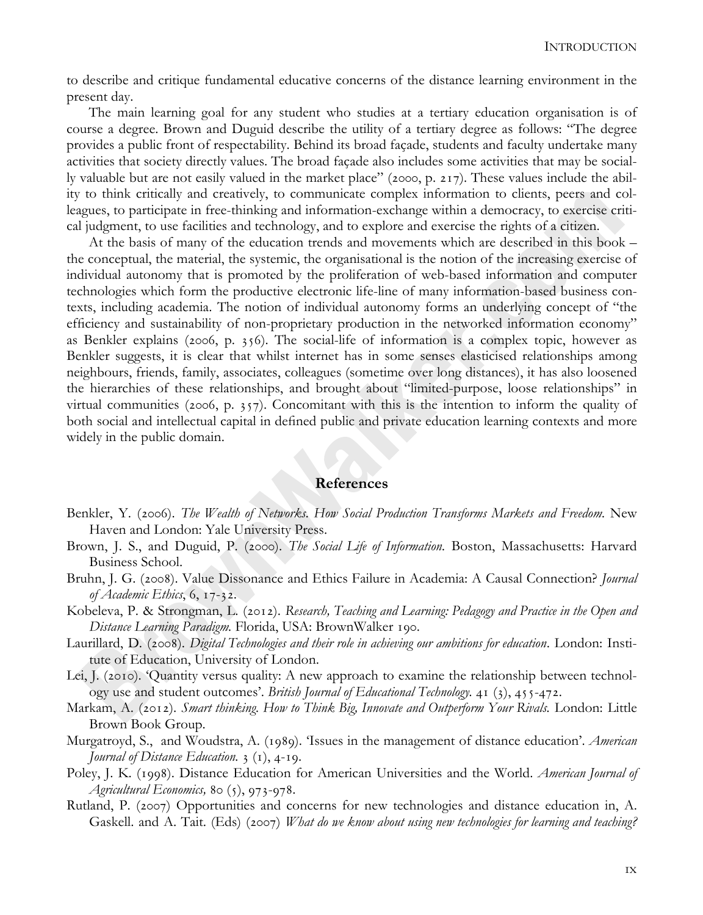to describe and critique fundamental educative concerns of the distance learning environment in the present day.

The main learning goal for any student who studies at a tertiary education organisation is of course a degree. Brown and Duguid describe the utility of a tertiary degree as follows: "The degree provides a public front of respectability. Behind its broad façade, students and faculty undertake many activities that society directly values. The broad façade also includes some activities that may be socially valuable but are not easily valued in the market place" (2000, p. 217). These values include the ability to think critically and creatively, to communicate complex information to clients, peers and colleagues, to participate in free-thinking and information-exchange within a democracy, to exercise critical judgment, to use facilities and technology, and to explore and exercise the rights of a citizen.

At the basis of many of the education trends and movements which are described in this book – the conceptual, the material, the systemic, the organisational is the notion of the increasing exercise of individual autonomy that is promoted by the proliferation of web-based information and computer technologies which form the productive electronic life-line of many information-based business contexts, including academia. The notion of individual autonomy forms an underlying concept of "the efficiency and sustainability of non-proprietary production in the networked information economy" as Benkler explains (2006, p. 356). The social-life of information is a complex topic, however as Benkler suggests, it is clear that whilst internet has in some senses elasticised relationships among neighbours, friends, family, associates, colleagues (sometime over long distances), it has also loosened the hierarchies of these relationships, and brought about "limited-purpose, loose relationships" in virtual communities (2006, p. 357). Concomitant with this is the intention to inform the quality of both social and intellectual capital in defined public and private education learning contexts and more widely in the public domain.

## References

Benkler, Y. (2006). *The Wealth of Networks. How Social Production Transforms Markets and Freedom.* New Haven and London: Yale University Press.

Brown, J. S., and Duguid, P. (2000). *The Social Life of Information.* Boston, Massachusetts: Harvard Business School.

Bruhn, J. G. (2008). Value Dissonance and Ethics Failure in Academia: A Causal Connection? *Journal of Academic Ethics*, 6, 17-32.

Kobeleva, P. & Strongman, L. (2012). *Research, Teaching and Learning: Pedagogy and Practice in the Open and Distance Learning Paradigm.* Florida, USA: BrownWalker 190.

Laurillard, D. (2008). *Digital Technologies and their role in achieving our ambitions for education*. London: Institute of Education, University of London.

Lei, J. (2010). 'Quantity versus quality: A new approach to examine the relationship between technology use and student outcomes'. *British Journal of Educational Technology.* 41 (3), 455-472.

Markam, A. (2012). *Smart thinking. How to Think Big, Innovate and Outperform Your Rivals.* London: Little Brown Book Group.

Murgatroyd, S., and Woudstra, A. (1989). 'Issues in the management of distance education'. *American Journal of Distance Education.* 3 (1), 4-19.

Poley, J. K. (1998). Distance Education for American Universities and the World. *American Journal of Agricultural Economics,* 80 (5), 973-978.

Rutland, P. (2007) Opportunities and concerns for new technologies and distance education in, A. Gaskell. and A. Tait. (Eds) (2007) *What do we know about using new technologies for learning and teaching?*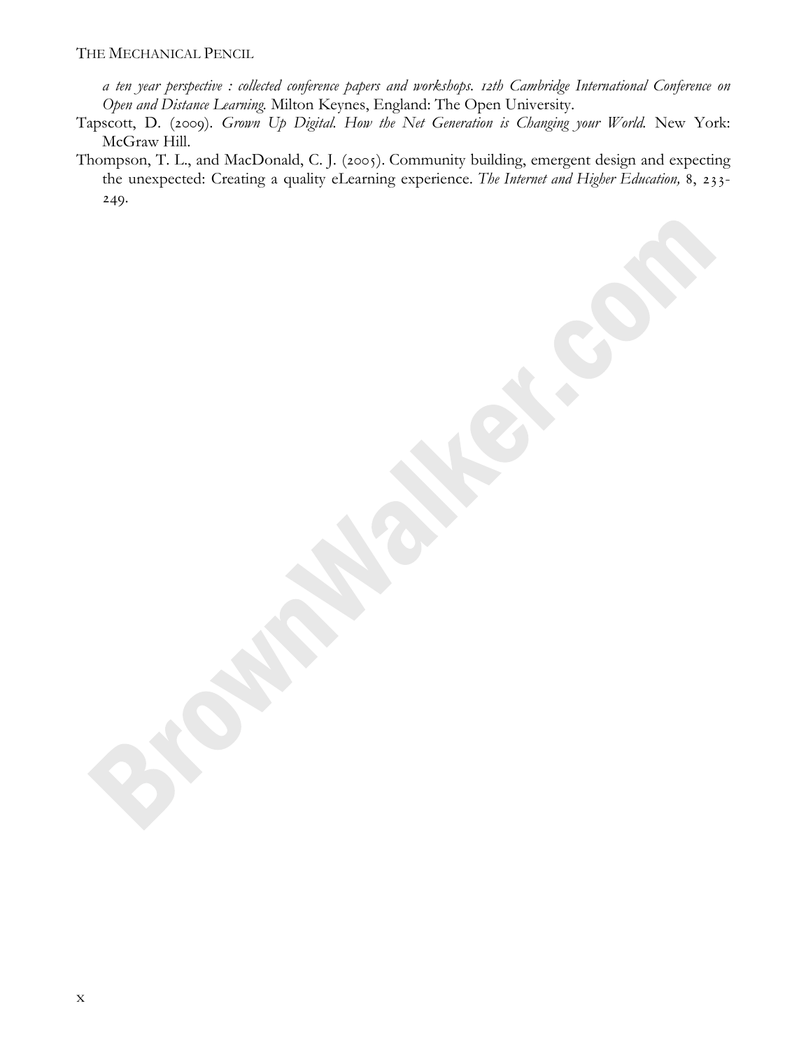*a ten year perspective : collected conference papers and workshops. 12th Cambridge International Conference on Open and Distance Learning.* Milton Keynes, England: The Open University.

Tapscott, D. (2009). *Grown Up Digital. How the Net Generation is Changing your World.* New York: McGraw Hill.

Thompson, T. L., and MacDonald, C. J. (2005). Community building, emergent design and expecting the unexpected: Creating a quality eLearning experience. *The Internet and Higher Education,* 8, 233-249.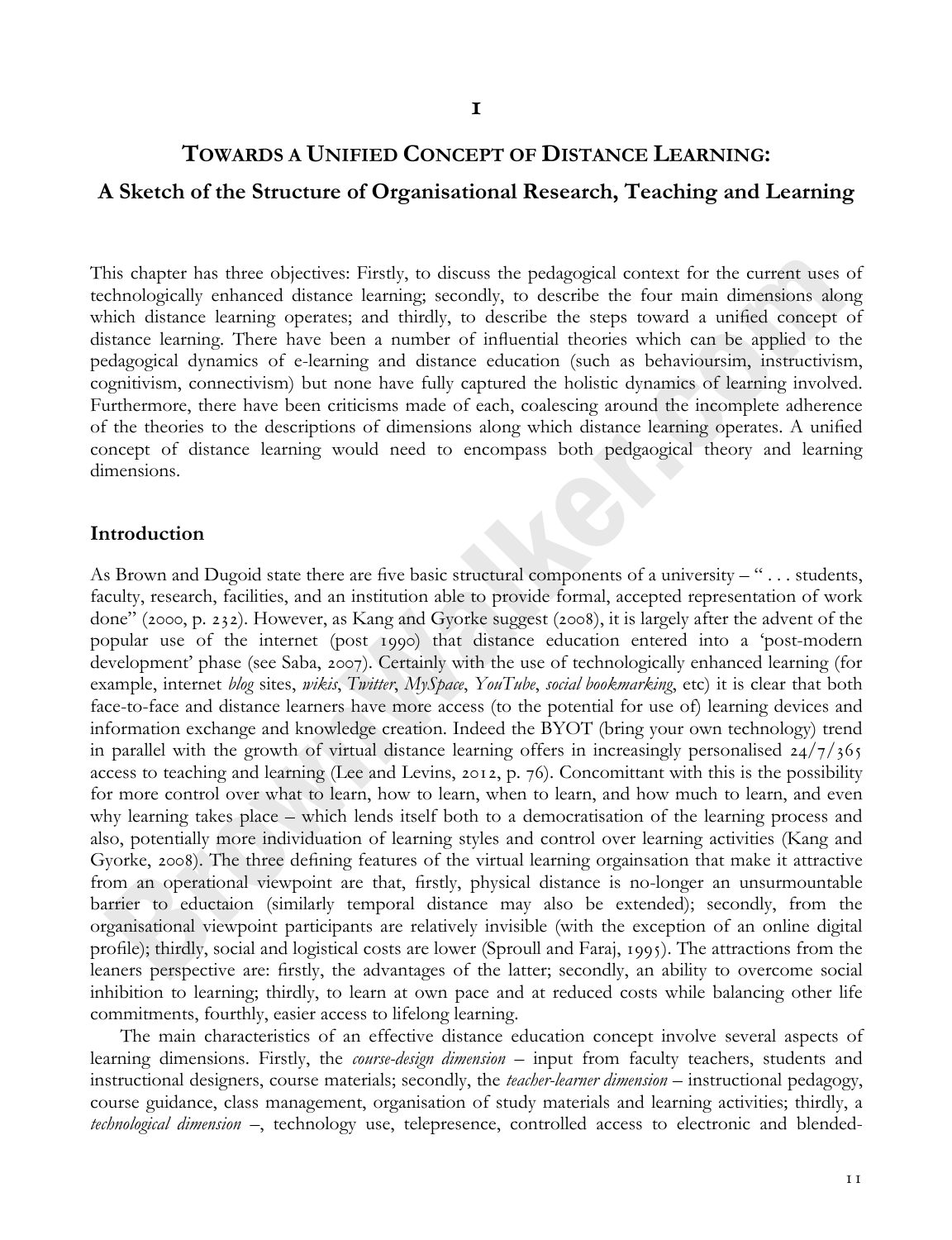# 1

# TOWARDS A UNIFIED CONCEPT OF DISTANCE LEARNING:

## A Sketch of the Structure of Organisational Research, Teaching and Learning

This chapter has three objectives: Firstly, to discuss the pedagogical context for the current uses of technologically enhanced distance learning; secondly, to describe the four main dimensions along which distance learning operates; and thirdly, to describe the steps toward a unified concept of distance learning. There have been a number of influential theories which can be applied to the pedagogical dynamics of e-learning and distance education (such as behavioursim, instructivism, cognitivism, connectivism) but none have fully captured the holistic dynamics of learning involved. Furthermore, there have been criticisms made of each, coalescing around the incomplete adherence of the theories to the descriptions of dimensions along which distance learning operates. A unified concept of distance learning would need to encompass both pedgaogical theory and learning dimensions.

## Introduction

As Brown and Dugoid state there are five basic structural components of a university – " . . . students, faculty, research, facilities, and an institution able to provide formal, accepted representation of work done" (2000, p. 232). However, as Kang and Gyorke suggest (2008), it is largely after the advent of the popular use of the internet (post 1990) that distance education entered into a 'post-modern development' phase (see Saba, 2007). Certainly with the use of technologically enhanced learning (for example, internet *blog* sites, *wikis*, *Twitter*, *MySpace*, *YouTube*, *social bookmarking*, etc) it is clear that both face-to-face and distance learners have more access (to the potential for use of) learning devices and information exchange and knowledge creation. Indeed the BYOT (bring your own technology) trend in parallel with the growth of virtual distance learning offers in increasingly personalised 24/7/365 access to teaching and learning (Lee and Levins, 2012, p. 76). Concomittant with this is the possibility for more control over what to learn, how to learn, when to learn, and how much to learn, and even why learning takes place – which lends itself both to a democratisation of the learning process and also, potentially more individuation of learning styles and control over learning activities (Kang and Gyorke, 2008). The three defining features of the virtual learning orgainsation that make it attractive from an operational viewpoint are that, firstly, physical distance is no-longer an unsurmountable barrier to eductaion (similarly temporal distance may also be extended); secondly, from the organisational viewpoint participants are relatively invisible (with the exception of an online digital profile); thirdly, social and logistical costs are lower (Sproull and Faraj, 1995). The attractions from the leaners perspective are: firstly, the advantages of the latter; secondly, an ability to overcome social inhibition to learning; thirdly, to learn at own pace and at reduced costs while balancing other life commitments, fourthly, easier access to lifelong learning.

The main characteristics of an effective distance education concept involve several aspects of learning dimensions. Firstly, the *course-design dimension* – input from faculty teachers, students and instructional designers, course materials; secondly, the *teacher-learner dimension* – instructional pedagogy, course guidance, class management, organisation of study materials and learning activities; thirdly, a *technological dimension* –, technology use, telepresence, controlled access to electronic and blended-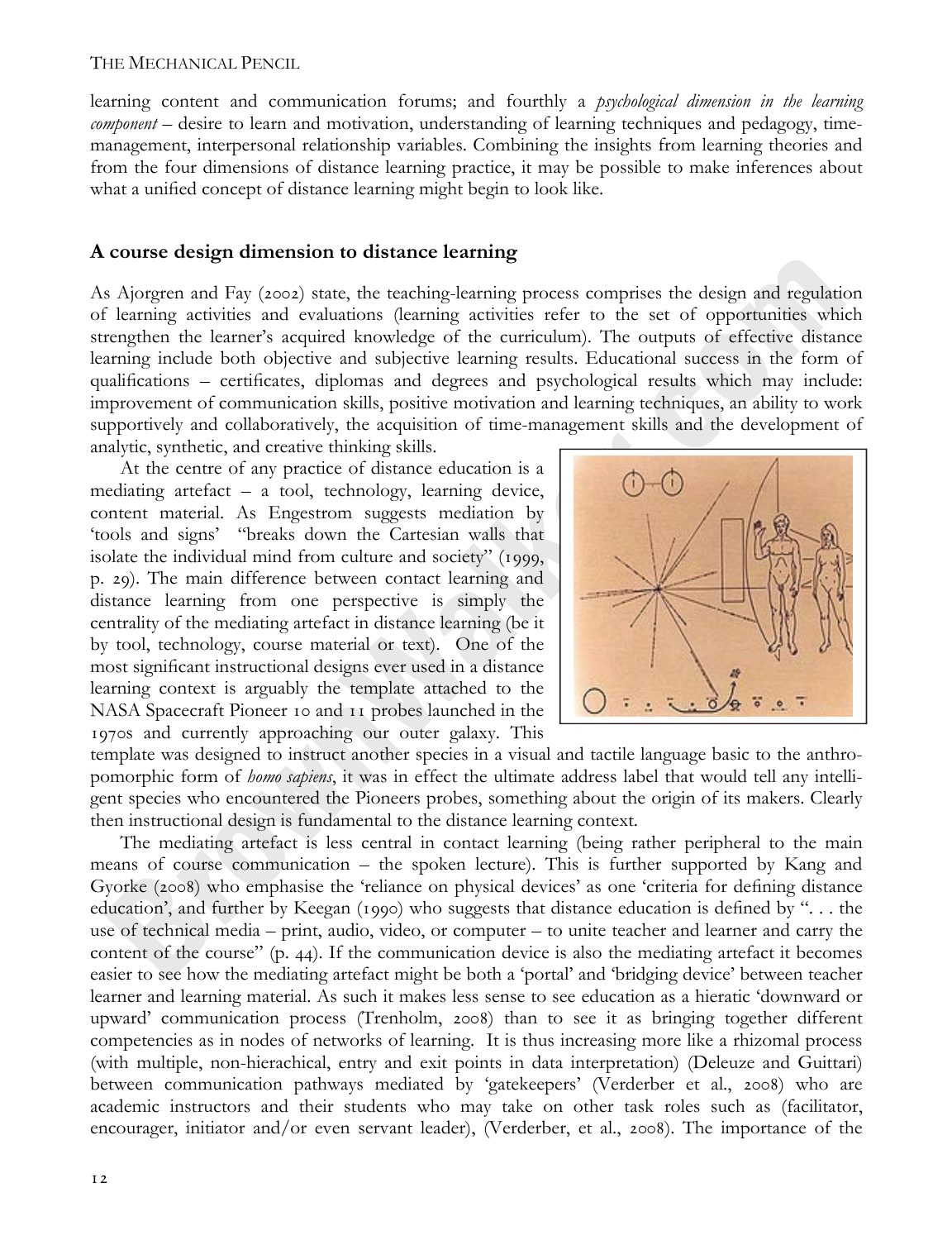learning content and communication forums; and fourthly a *psychological dimension in the learning component* – desire to learn and motivation, understanding of learning techniques and pedagogy, time-management, interpersonal relationship variables. Combining the insights from learning theories and from the four dimensions of distance learning practice, it may be possible to make inferences about what a unified concept of distance learning might begin to look like.

## A course design dimension to distance learning

As Ajorgren and Fay (2002) state, the teaching-learning process comprises the design and regulation of learning activities and evaluations (learning activities refer to the set of opportunities which strengthen the learner's acquired knowledge of the curriculum). The outputs of effective distance learning include both objective and subjective learning results. Educational success in the form of qualifications – certificates, diplomas and degrees and psychological results which may include: improvement of communication skills, positive motivation and learning techniques, an ability to work supportively and collaboratively, the acquisition of time-management skills and the development of analytic, synthetic, and creative thinking skills.

At the centre of any practice of distance education is a mediating artefact – a tool, technology, learning device, content material. As Engestrom suggests mediation by 'tools and signs' "breaks down the Cartesian walls that isolate the individual mind from culture and society" (1999, p. 29). The main difference between contact learning and distance learning from one perspective is simply the centrality of the mediating artefact in distance learning (be it by tool, technology, course material or text). One of the most significant instructional designs ever used in a distance learning context is arguably the template attached to the NASA Spacecraft Pioneer 10 and 11 probes launched in the 1970s and currently approaching our outer galaxy. This template was designed to instruct another species in a visual and tactile language basic to the anthropomorphic form of *homo sapiens*, it was in effect the ultimate address label that would tell any intelligent species who encountered the Pioneers probes, something about the origin of its makers. Clearly then instructional design is fundamental to the distance learning context.

The mediating artefact is less central in contact learning (being rather peripheral to the main means of course communication – the spoken lecture). This is further supported by Kang and Gyorke (2008) who emphasise the 'reliance on physical devices' as one 'criteria for defining distance education', and further by Keegan (1990) who suggests that distance education is defined by ". . . the use of technical media – print, audio, video, or computer – to unite teacher and learner and carry the content of the course" (p. 44). If the communication device is also the mediating artefact it becomes easier to see how the mediating artefact might be both a 'portal' and 'bridging device' between teacher learner and learning material. As such it makes less sense to see education as a hieratic 'downward or upward' communication process (Trenholm, 2008) than to see it as bringing together different competencies as in nodes of networks of learning. It is thus increasing more like a rhizomal process (with multiple, non-hierachical, entry and exit points in data interpretation) (Deleuze and Guittari) between communication pathways mediated by 'gatekeepers' (Verderber et al., 2008) who are academic instructors and their students who may take on other task roles such as (facilitator, encourager, initiator and/or even servant leader), (Verderber, et al., 2008). The importance of the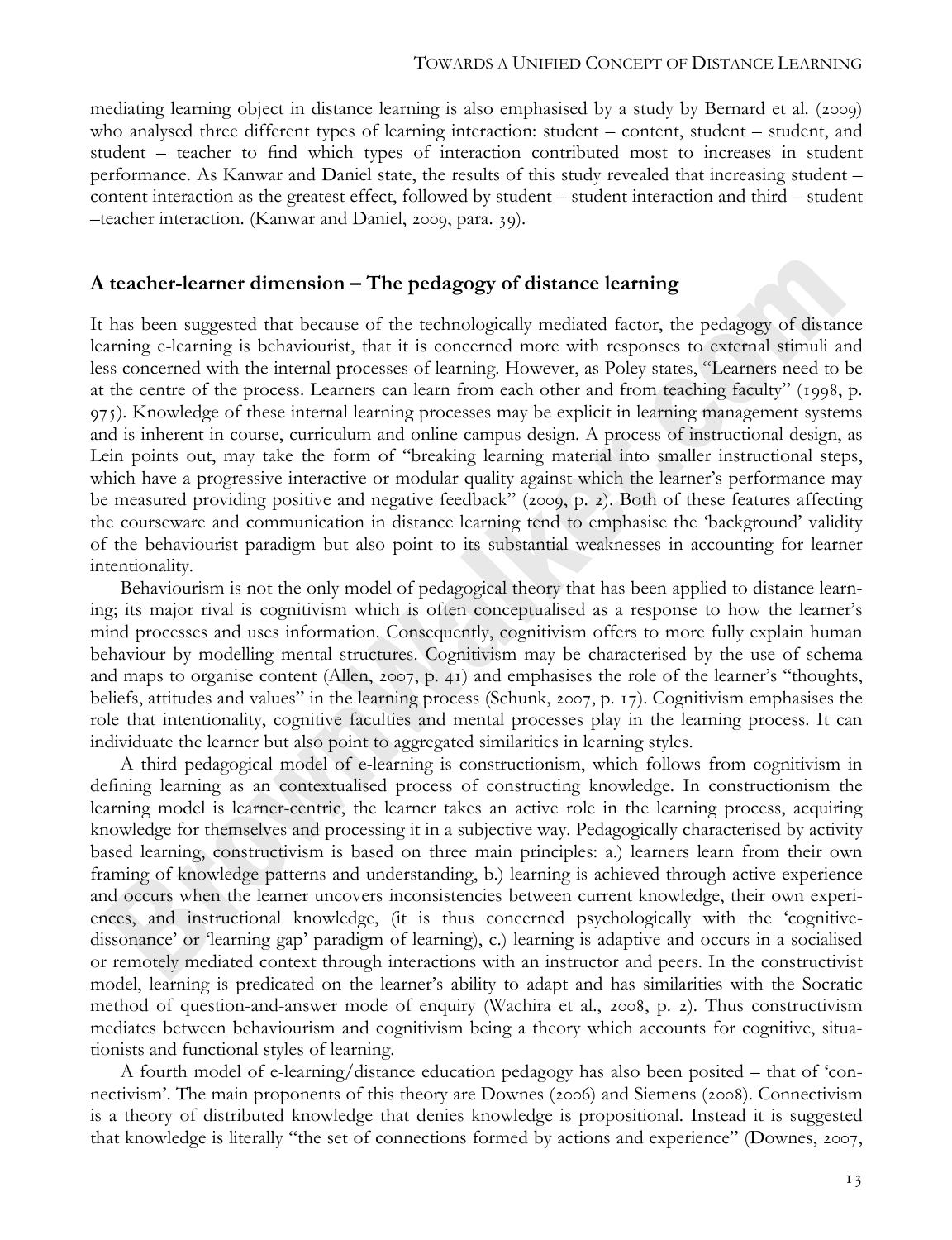mediating learning object in distance learning is also emphasised by a study by Bernard et al. (2009) who analysed three different types of learning interaction: student – content, student – student, and student – teacher to find which types of interaction contributed most to increases in student performance. As Kanwar and Daniel state, the results of this study revealed that increasing student – content interaction as the greatest effect, followed by student – student interaction and third – student –teacher interaction. (Kanwar and Daniel, 2009, para. 39).

## A teacher-learner dimension – The pedagogy of distance learning

It has been suggested that because of the technologically mediated factor, the pedagogy of distance learning e-learning is behaviourist, that it is concerned more with responses to external stimuli and less concerned with the internal processes of learning. However, as Poley states, "Learners need to be at the centre of the process. Learners can learn from each other and from teaching faculty" (1998, p. 975). Knowledge of these internal learning processes may be explicit in learning management systems and is inherent in course, curriculum and online campus design. A process of instructional design, as Lein points out, may take the form of "breaking learning material into smaller instructional steps, which have a progressive interactive or modular quality against which the learner's performance may be measured providing positive and negative feedback" (2009, p. 2). Both of these features affecting the courseware and communication in distance learning tend to emphasise the 'background' validity of the behaviourist paradigm but also point to its substantial weaknesses in accounting for learner intentionality.

Behaviourism is not the only model of pedagogical theory that has been applied to distance learning; its major rival is cognitivism which is often conceptualised as a response to how the learner's mind processes and uses information. Consequently, cognitivism offers to more fully explain human behaviour by modelling mental structures. Cognitivism may be characterised by the use of schema and maps to organise content (Allen, 2007, p. 41) and emphasises the role of the learner's "thoughts, beliefs, attitudes and values" in the learning process (Schunk, 2007, p. 17). Cognitivism emphasises the role that intentionality, cognitive faculties and mental processes play in the learning process. It can individuate the learner but also point to aggregated similarities in learning styles.

A third pedagogical model of e-learning is constructionism, which follows from cognitivism in defining learning as an contextualised process of constructing knowledge. In constructionism the learning model is learner-centric, the learner takes an active role in the learning process, acquiring knowledge for themselves and processing it in a subjective way. Pedagogically characterised by activity based learning, constructivism is based on three main principles: a.) learners learn from their own framing of knowledge patterns and understanding, b.) learning is achieved through active experience and occurs when the learner uncovers inconsistencies between current knowledge, their own experiences, and instructional knowledge, (it is thus concerned psychologically with the 'cognitive-dissonance' or 'learning gap' paradigm of learning), c.) learning is adaptive and occurs in a socialised or remotely mediated context through interactions with an instructor and peers. In the constructivist model, learning is predicated on the learner's ability to adapt and has similarities with the Socratic method of question-and-answer mode of enquiry (Wachira et al., 2008, p. 2). Thus constructivism mediates between behaviourism and cognitivism being a theory which accounts for cognitive, situationists and functional styles of learning.

A fourth model of e-learning/distance education pedagogy has also been posited – that of 'connectivism'. The main proponents of this theory are Downes (2006) and Siemens (2008). Connectivism is a theory of distributed knowledge that denies knowledge is propositional. Instead it is suggested that knowledge is literally "the set of connections formed by actions and experience" (Downes, 2007,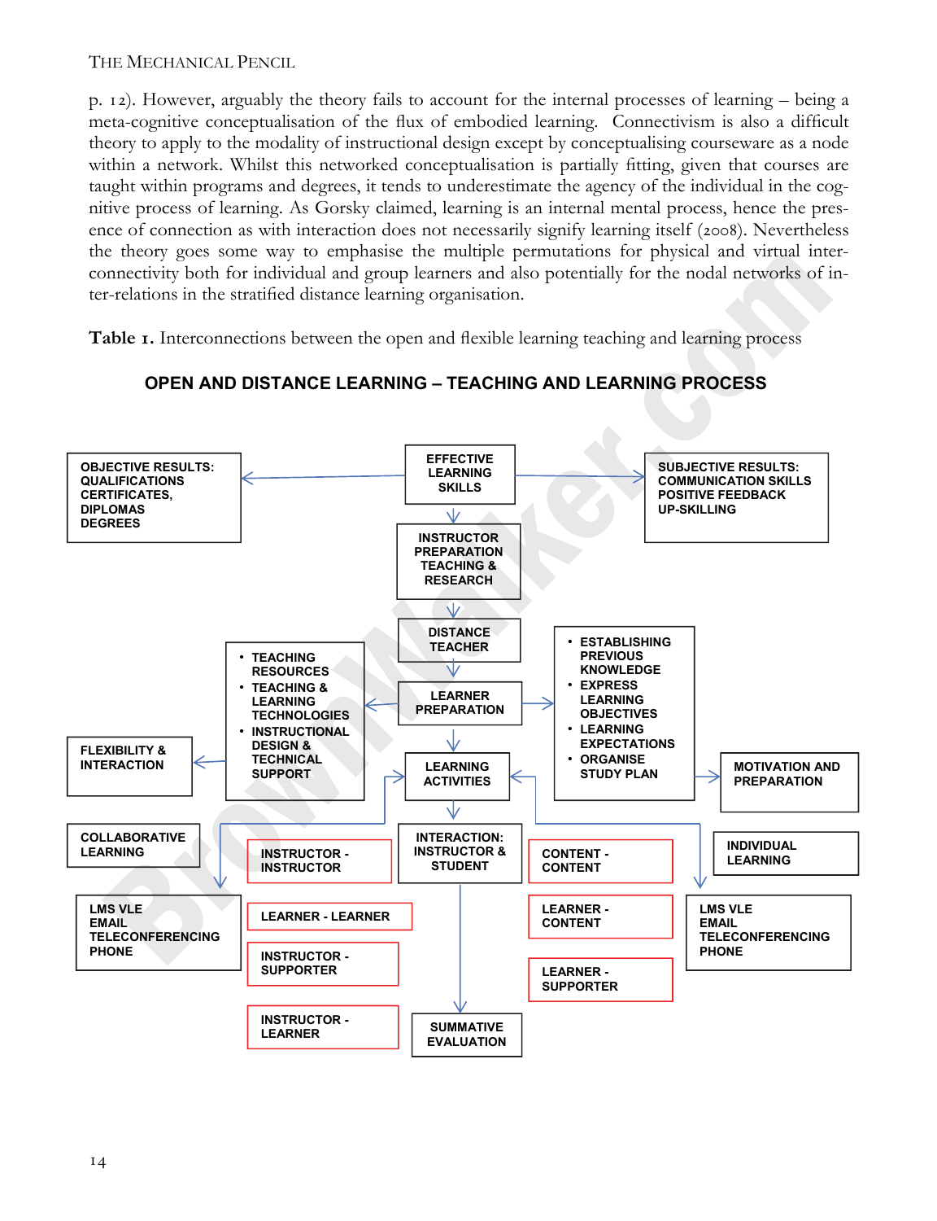p. 12). However, arguably the theory fails to account for the internal processes of learning – being a meta-cognitive conceptualisation of the flux of embodied learning. Connectivism is also a difficult theory to apply to the modality of instructional design except by conceptualising courseware as a node within a network. Whilst this networked conceptualisation is partially fitting, given that courses are taught within programs and degrees, it tends to underestimate the agency of the individual in the cognitive process of learning. As Gorsky claimed, learning is an internal mental process, hence the presence of connection as with interaction does not necessarily signify learning itself (2008). Nevertheless the theory goes some way to emphasise the multiple permutations for physical and virtual interconnectivity both for individual and group learners and also potentially for the nodal networks of inter-relations in the stratified distance learning organisation.

**Table 1.** Interconnections between the open and flexible learning teaching and learning process

**OPEN AND DISTANCE LEARNING – TEACHING AND LEARNING PROCESS**

- EFFECTIVE LEARNING SKILLS
  - → OBJECTIVE RESULTS: QUALIFICATIONS CERTIFICATES, DIPLOMAS DEGREES
  - → SUBJECTIVE RESULTS: COMMUNICATION SKILLS POSITIVE FEEDBACK UP-SKILLING
  - ↓ INSTRUCTOR PREPARATION TEACHING & RESEARCH
- ↓ DISTANCE TEACHER
- ↓ LEARNER PREPARATION
  - → TEACHING RESOURCES; TEACHING & LEARNING TECHNOLOGIES; INSTRUCTIONAL DESIGN & TECHNICAL SUPPORT
    - → FLEXIBILITY & INTERACTION
    - → LEARNING ACTIVITIES
    - ↓ COLLABORATIVE LEARNING: LMS VLE, EMAIL, TELECONFERENCING, PHONE
  - → ESTABLISHING PREVIOUS KNOWLEDGE; EXPRESS LEARNING OBJECTIVES; LEARNING EXPECTATIONS; ORGANISE STUDY PLAN
    - → MOTIVATION AND PREPARATION
    - → LEARNING ACTIVITIES
    - ↓ INDIVIDUAL LEARNING: LMS VLE, EMAIL, TELECONFERENCING, PHONE
- ↓ LEARNING ACTIVITIES
- ↓ INTERACTION: INSTRUCTOR & STUDENT
  - INSTRUCTOR - INSTRUCTOR
  - LEARNER - LEARNER
  - INSTRUCTOR - SUPPORTER
  - INSTRUCTOR - LEARNER
  - CONTENT - CONTENT
  - LEARNER - CONTENT
  - LEARNER - SUPPORTER
- ↓ SUMMATIVE EVALUATION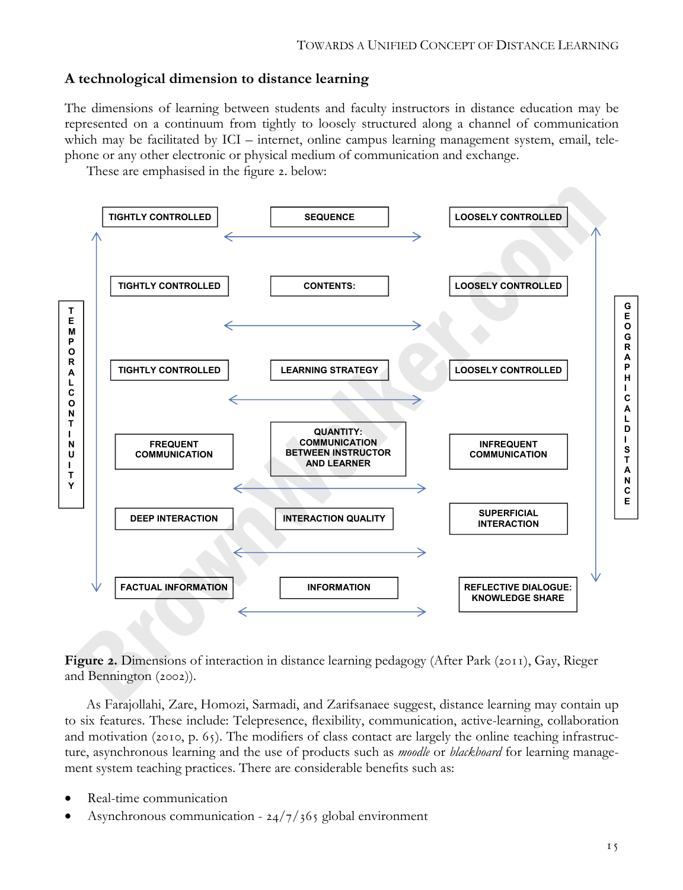## A technological dimension to distance learning

The dimensions of learning between students and faculty instructors in distance education may be represented on a continuum from tightly to loosely structured along a channel of communication which may be facilitated by ICI – internet, online campus learning management system, email, telephone or any other electronic or physical medium of communication and exchange.

These are emphasised in the figure 2. below:

| TEMPORAL CONTINUITY | | | | GEOGRAPHICAL DISTANCE |
|---|---|---|---|---|
| | TIGHTLY CONTROLLED | SEQUENCE | LOOSELY CONTROLLED | |
| | TIGHTLY CONTROLLED | CONTENTS: | LOOSELY CONTROLLED | |
| | TIGHTLY CONTROLLED | LEARNING STRATEGY | LOOSELY CONTROLLED | |
| | FREQUENT COMMUNICATION | QUANTITY: COMMUNICATION BETWEEN INSTRUCTOR AND LEARNER | INFREQUENT COMMUNICATION | |
| | DEEP INTERACTION | INTERACTION QUALITY | SUPERFICIAL INTERACTION | |
| | FACTUAL INFORMATION | INFORMATION | REFLECTIVE DIALOGUE: KNOWLEDGE SHARE | |

**Figure 2.** Dimensions of interaction in distance learning pedagogy (After Park (2011), Gay, Rieger and Bennington (2002)).

As Farajollahi, Zare, Homozi, Sarmadi, and Zarifsanaee suggest, distance learning may contain up to six features. These include: Telepresence, flexibility, communication, active-learning, collaboration and motivation (2010, p. 65). The modifiers of class contact are largely the online teaching infrastructure, asynchronous learning and the use of products such as *moodle* or *blackboard* for learning management system teaching practices. There are considerable benefits such as:

- Real-time communication
- Asynchronous communication - 24/7/365 global environment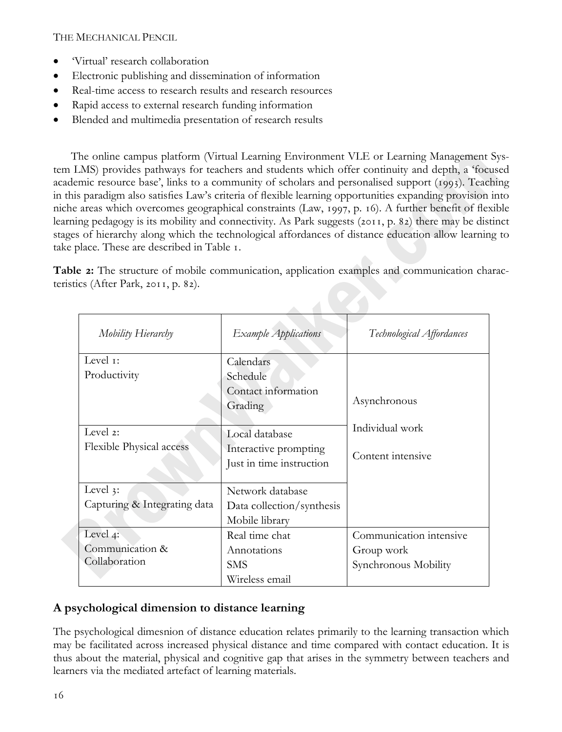- 'Virtual' research collaboration
- Electronic publishing and dissemination of information
- Real-time access to research results and research resources
- Rapid access to external research funding information
- Blended and multimedia presentation of research results

The online campus platform (Virtual Learning Environment VLE or Learning Management System LMS) provides pathways for teachers and students which offer continuity and depth, a 'focused academic resource base', links to a community of scholars and personalised support (1993). Teaching in this paradigm also satisfies Law's criteria of flexible learning opportunities expanding provision into niche areas which overcomes geographical constraints (Law, 1997, p. 16). A further benefit of flexible learning pedagogy is its mobility and connectivity. As Park suggests (2011, p. 82) there may be distinct stages of hierarchy along which the technological affordances of distance education allow learning to take place. These are described in Table 1.

**Table 2:** The structure of mobile communication, application examples and communication characteristics (After Park, 2011, p. 82).

| *Mobility Hierarchy* | *Example Applications* | *Technological Affordances* |
|---|---|---|
| Level 1: Productivity | Calendars<br>Schedule<br>Contact information<br>Grading | Asynchronous<br>Individual work<br>Content intensive |
| Level 2: Flexible Physical access | Local database<br>Interactive prompting<br>Just in time instruction | |
| Level 3: Capturing & Integrating data | Network database<br>Data collection/synthesis<br>Mobile library | |
| Level 4: Communication & Collaboration | Real time chat<br>Annotations<br>SMS<br>Wireless email | Communication intensive<br>Group work<br>Synchronous Mobility |

## A psychological dimension to distance learning

The psychological dimesnion of distance education relates primarily to the learning transaction which may be facilitated across increased physical distance and time compared with contact education. It is thus about the material, physical and cognitive gap that arises in the symmetry between teachers and learners via the mediated artefact of learning materials.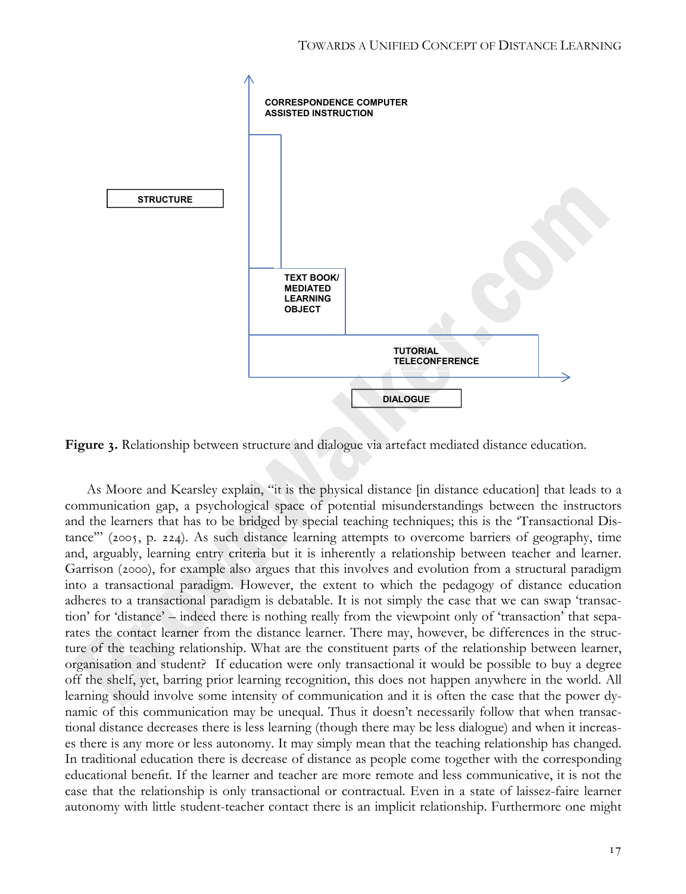STRUCTURE

CORRESPONDENCE COMPUTER ASSISTED INSTRUCTION

TEXT BOOK/ MEDIATED LEARNING OBJECT

TUTORIAL TELECONFERENCE

DIALOGUE

**Figure 3.** Relationship between structure and dialogue via artefact mediated distance education.

As Moore and Kearsley explain, "it is the physical distance [in distance education] that leads to a communication gap, a psychological space of potential misunderstandings between the instructors and the learners that has to be bridged by special teaching techniques; this is the 'Transactional Distance'" (2005, p. 224). As such distance learning attempts to overcome barriers of geography, time and, arguably, learning entry criteria but it is inherently a relationship between teacher and learner. Garrison (2000), for example also argues that this involves and evolution from a structural paradigm into a transactional paradigm. However, the extent to which the pedagogy of distance education adheres to a transactional paradigm is debatable. It is not simply the case that we can swap 'transaction' for 'distance' – indeed there is nothing really from the viewpoint only of 'transaction' that separates the contact learner from the distance learner. There may, however, be differences in the structure of the teaching relationship. What are the constituent parts of the relationship between learner, organisation and student? If education were only transactional it would be possible to buy a degree off the shelf, yet, barring prior learning recognition, this does not happen anywhere in the world. All learning should involve some intensity of communication and it is often the case that the power dynamic of this communication may be unequal. Thus it doesn't necessarily follow that when transactional distance decreases there is less learning (though there may be less dialogue) and when it increases there is any more or less autonomy. It may simply mean that the teaching relationship has changed. In traditional education there is decrease of distance as people come together with the corresponding educational benefit. If the learner and teacher are more remote and less communicative, it is not the case that the relationship is only transactional or contractual. Even in a state of laissez-faire learner autonomy with little student-teacher contact there is an implicit relationship. Furthermore one might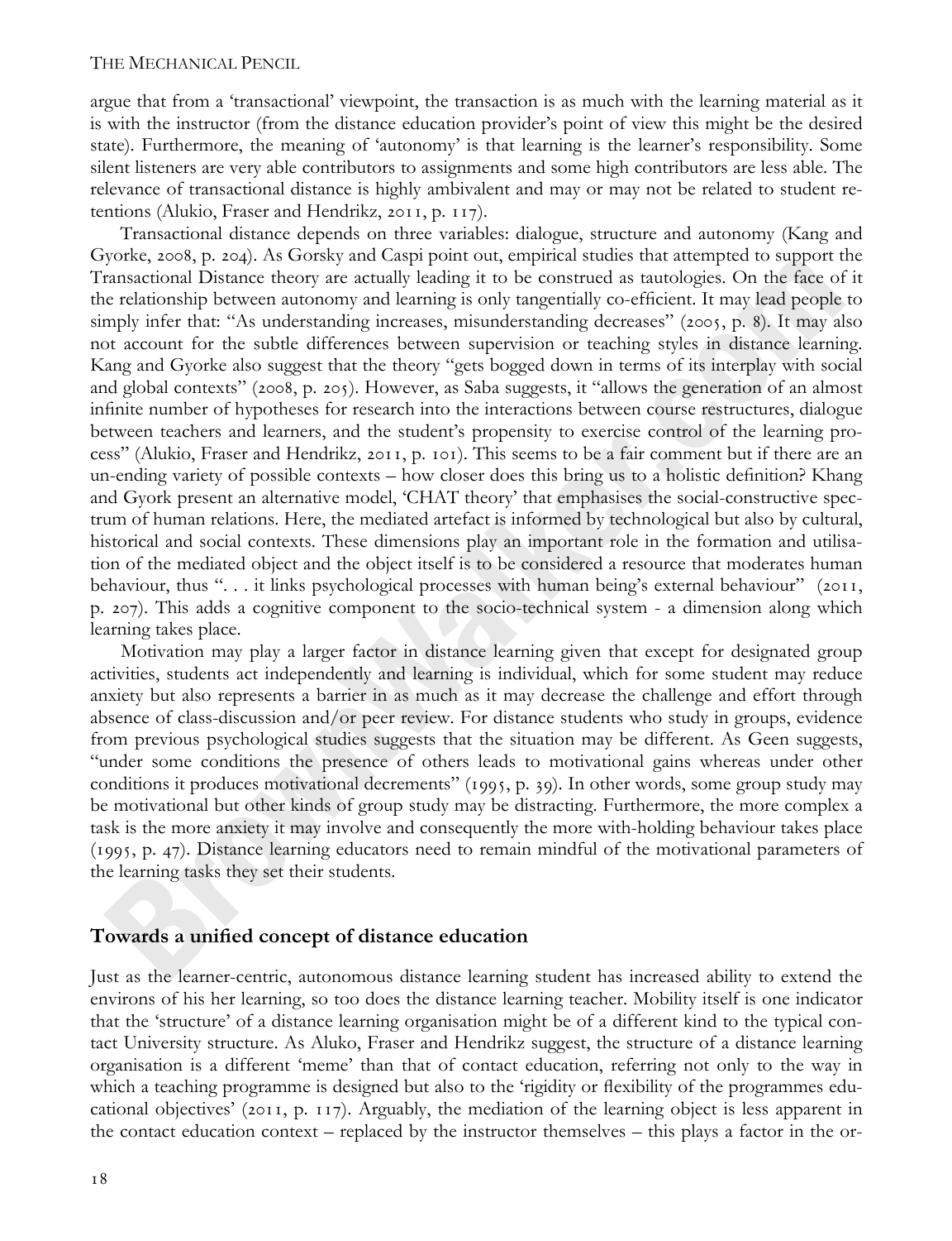argue that from a 'transactional' viewpoint, the transaction is as much with the learning material as it is with the instructor (from the distance education provider's point of view this might be the desired state). Furthermore, the meaning of 'autonomy' is that learning is the learner's responsibility. Some silent listeners are very able contributors to assignments and some high contributors are less able. The relevance of transactional distance is highly ambivalent and may or may not be related to student retentions (Alukio, Fraser and Hendrikz, 2011, p. 117).

Transactional distance depends on three variables: dialogue, structure and autonomy (Kang and Gyorke, 2008, p. 204). As Gorsky and Caspi point out, empirical studies that attempted to support the Transactional Distance theory are actually leading it to be construed as tautologies. On the face of it the relationship between autonomy and learning is only tangentially co-efficient. It may lead people to simply infer that: "As understanding increases, misunderstanding decreases" (2005, p. 8). It may also not account for the subtle differences between supervision or teaching styles in distance learning. Kang and Gyorke also suggest that the theory "gets bogged down in terms of its interplay with social and global contexts" (2008, p. 205). However, as Saba suggests, it "allows the generation of an almost infinite number of hypotheses for research into the interactions between course restructures, dialogue between teachers and learners, and the student's propensity to exercise control of the learning process" (Alukio, Fraser and Hendrikz, 2011, p. 101). This seems to be a fair comment but if there are an un-ending variety of possible contexts – how closer does this bring us to a holistic definition? Khang and Gyork present an alternative model, 'CHAT theory' that emphasises the social-constructive spectrum of human relations. Here, the mediated artefact is informed by technological but also by cultural, historical and social contexts. These dimensions play an important role in the formation and utilisation of the mediated object and the object itself is to be considered a resource that moderates human behaviour, thus ". . . it links psychological processes with human being's external behaviour" (2011, p. 207). This adds a cognitive component to the socio-technical system - a dimension along which learning takes place.

Motivation may play a larger factor in distance learning given that except for designated group activities, students act independently and learning is individual, which for some student may reduce anxiety but also represents a barrier in as much as it may decrease the challenge and effort through absence of class-discussion and/or peer review. For distance students who study in groups, evidence from previous psychological studies suggests that the situation may be different. As Geen suggests, "under some conditions the presence of others leads to motivational gains whereas under other conditions it produces motivational decrements" (1995, p. 39). In other words, some group study may be motivational but other kinds of group study may be distracting. Furthermore, the more complex a task is the more anxiety it may involve and consequently the more with-holding behaviour takes place (1995, p. 47). Distance learning educators need to remain mindful of the motivational parameters of the learning tasks they set their students.

## Towards a unified concept of distance education

Just as the learner-centric, autonomous distance learning student has increased ability to extend the environs of his her learning, so too does the distance learning teacher. Mobility itself is one indicator that the 'structure' of a distance learning organisation might be of a different kind to the typical contact University structure. As Aluko, Fraser and Hendrikz suggest, the structure of a distance learning organisation is a different 'meme' than that of contact education, referring not only to the way in which a teaching programme is designed but also to the 'rigidity or flexibility of the programmes educational objectives' (2011, p. 117). Arguably, the mediation of the learning object is less apparent in the contact education context – replaced by the instructor themselves – this plays a factor in the or-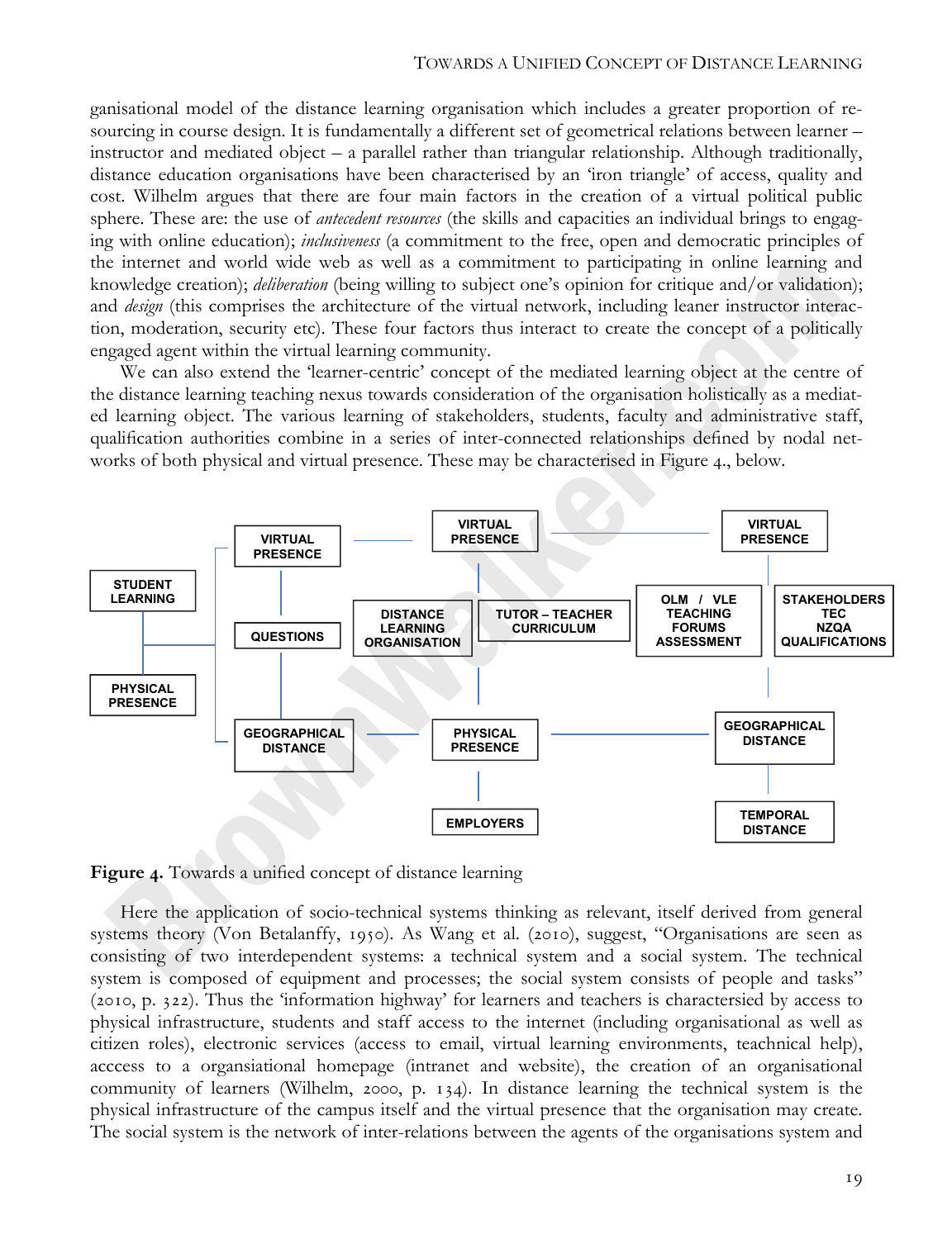ganisational model of the distance learning organisation which includes a greater proportion of resourcing in course design. It is fundamentally a different set of geometrical relations between learner – instructor and mediated object – a parallel rather than triangular relationship. Although traditionally, distance education organisations have been characterised by an 'iron triangle' of access, quality and cost. Wilhelm argues that there are four main factors in the creation of a virtual political public sphere. These are: the use of *antecedent resources* (the skills and capacities an individual brings to engaging with online education); *inclusiveness* (a commitment to the free, open and democratic principles of the internet and world wide web as well as a commitment to participating in online learning and knowledge creation); *deliberation* (being willing to subject one's opinion for critique and/or validation); and *design* (this comprises the architecture of the virtual network, including leaner instructor interaction, moderation, security etc). These four factors thus interact to create the concept of a politically engaged agent within the virtual learning community.

We can also extend the 'learner-centric' concept of the mediated learning object at the centre of the distance learning teaching nexus towards consideration of the organisation holistically as a mediated learning object. The various learning of stakeholders, students, faculty and administrative staff, qualification authorities combine in a series of inter-connected relationships defined by nodal networks of both physical and virtual presence. These may be characterised in Figure 4., below.

**Figure 4.** Towards a unified concept of distance learning

Here the application of socio-technical systems thinking as relevant, itself derived from general systems theory (Von Betalanffy, 1950). As Wang et al. (2010), suggest, "Organisations are seen as consisting of two interdependent systems: a technical system and a social system. The technical system is composed of equipment and processes; the social system consists of people and tasks" (2010, p. 322). Thus the 'information highway' for learners and teachers is charactersied by access to physical infrastructure, students and staff access to the internet (including organisational as well as citizen roles), electronic services (access to email, virtual learning environments, teachnical help), acccess to a organsiational homepage (intranet and website), the creation of an organisational community of learners (Wilhelm, 2000, p. 134). In distance learning the technical system is the physical infrastructure of the campus itself and the virtual presence that the organisation may create. The social system is the network of inter-relations between the agents of the organisations system and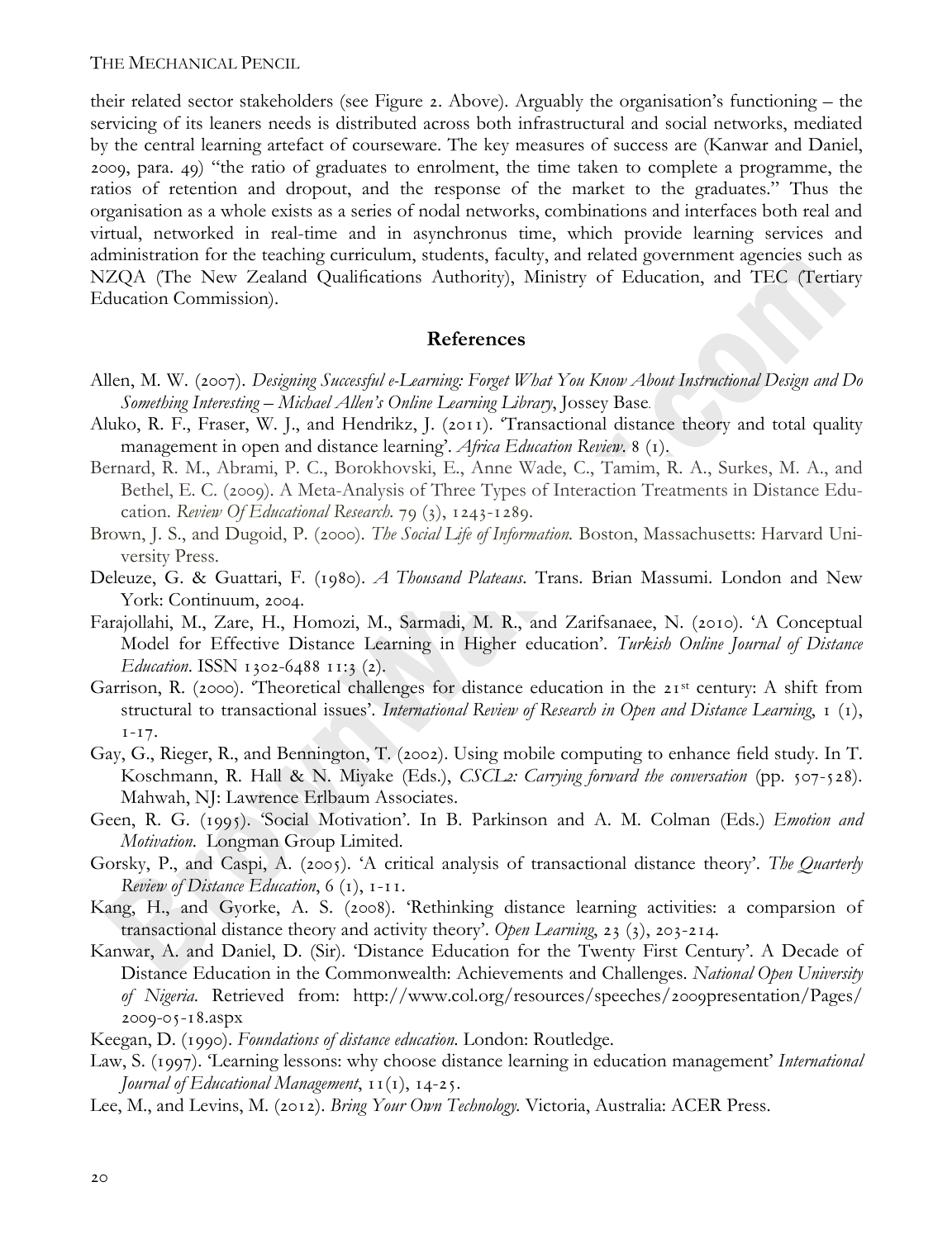their related sector stakeholders (see Figure 2. Above). Arguably the organisation's functioning – the servicing of its leaners needs is distributed across both infrastructural and social networks, mediated by the central learning artefact of courseware. The key measures of success are (Kanwar and Daniel, 2009, para. 49) "the ratio of graduates to enrolment, the time taken to complete a programme, the ratios of retention and dropout, and the response of the market to the graduates." Thus the organisation as a whole exists as a series of nodal networks, combinations and interfaces both real and virtual, networked in real-time and in asynchronus time, which provide learning services and administration for the teaching curriculum, students, faculty, and related government agencies such as NZQA (The New Zealand Qualifications Authority), Ministry of Education, and TEC (Tertiary Education Commission).

## References

Allen, M. W. (2007). *Designing Successful e-Learning: Forget What You Know About Instructional Design and Do Something Interesting – Michael Allen's Online Learning Library*, Jossey Base.

Aluko, R. F., Fraser, W. J., and Hendrikz, J. (2011). 'Transactional distance theory and total quality management in open and distance learning'. *Africa Education Review*. 8 (1).

Bernard, R. M., Abrami, P. C., Borokhovski, E., Anne Wade, C., Tamim, R. A., Surkes, M. A., and Bethel, E. C. (2009). A Meta-Analysis of Three Types of Interaction Treatments in Distance Education. *Review Of Educational Research*. 79 (3), 1243-1289.

Brown, J. S., and Dugoid, P. (2000). *The Social Life of Information.* Boston, Massachusetts: Harvard University Press.

Deleuze, G. & Guattari, F. (1980). *A Thousand Plateaus*. Trans. Brian Massumi. London and New York: Continuum, 2004.

Farajollahi, M., Zare, H., Homozi, M., Sarmadi, M. R., and Zarifsanaee, N. (2010). 'A Conceptual Model for Effective Distance Learning in Higher education'. *Turkish Online Journal of Distance Education*. ISSN 1302-6488 11:3 (2).

Garrison, R. (2000). 'Theoretical challenges for distance education in the 21st century: A shift from structural to transactional issues'. *International Review of Research in Open and Distance Learning*, 1 (1), 1-17.

Gay, G., Rieger, R., and Bennington, T. (2002). Using mobile computing to enhance field study. In T. Koschmann, R. Hall & N. Miyake (Eds.), *CSCL2: Carrying forward the conversation* (pp. 507-528). Mahwah, NJ: Lawrence Erlbaum Associates.

Geen, R. G. (1995). 'Social Motivation'. In B. Parkinson and A. M. Colman (Eds.) *Emotion and Motivation*. Longman Group Limited.

Gorsky, P., and Caspi, A. (2005). 'A critical analysis of transactional distance theory'. *The Quarterly Review of Distance Education*, 6 (1), 1-11.

Kang, H., and Gyorke, A. S. (2008). 'Rethinking distance learning activities: a comparsion of transactional distance theory and activity theory'. *Open Learning*, 23 (3), 203-214.

Kanwar, A. and Daniel, D. (Sir). 'Distance Education for the Twenty First Century'. A Decade of Distance Education in the Commonwealth: Achievements and Challenges. *National Open University of Nigeria*. Retrieved from: http://www.col.org/resources/speeches/2009presentation/Pages/2009-05-18.aspx

Keegan, D. (1990). *Foundations of distance education*. London: Routledge.

Law, S. (1997). 'Learning lessons: why choose distance learning in education management' *International Journal of Educational Management*, 11(1), 14-25.

Lee, M., and Levins, M. (2012). *Bring Your Own Technology.* Victoria, Australia: ACER Press.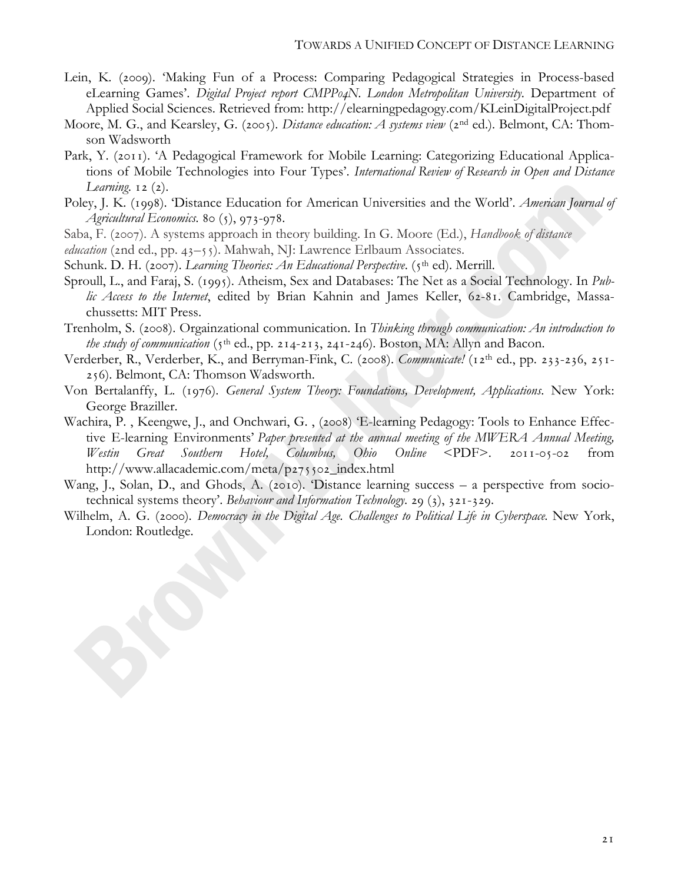Lein, K. (2009). 'Making Fun of a Process: Comparing Pedagogical Strategies in Process-based eLearning Games'. *Digital Project report CMPP04N. London Metropolitan University*. Department of Applied Social Sciences. Retrieved from: http://elearningpedagogy.com/KLeinDigitalProject.pdf

Moore, M. G., and Kearsley, G. (2005). *Distance education: A systems view* (2nd ed.). Belmont, CA: Thomson Wadsworth

Park, Y. (2011). 'A Pedagogical Framework for Mobile Learning: Categorizing Educational Applications of Mobile Technologies into Four Types'. *International Review of Research in Open and Distance Learning*. 12 (2).

Poley, J. K. (1998). 'Distance Education for American Universities and the World'. *American Journal of Agricultural Economics*. 80 (5), 973-978.

Saba, F. (2007). A systems approach in theory building. In G. Moore (Ed.), *Handbook of distance education* (2nd ed., pp. 43–55). Mahwah, NJ: Lawrence Erlbaum Associates.

Schunk. D. H. (2007). *Learning Theories: An Educational Perspective*. (5th ed). Merrill.

Sproull, L., and Faraj, S. (1995). Atheism, Sex and Databases: The Net as a Social Technology. In *Public Access to the Internet*, edited by Brian Kahnin and James Keller, 62-81. Cambridge, Massachussetts: MIT Press.

Trenholm, S. (2008). Orgainzational communication. In *Thinking through communication: An introduction to the study of communication* (5th ed., pp. 214-213, 241-246). Boston, MA: Allyn and Bacon.

Verderber, R., Verderber, K., and Berryman-Fink, C. (2008). *Communicate!* (12th ed., pp. 233-236, 251-256). Belmont, CA: Thomson Wadsworth.

Von Bertalanffy, L. (1976). *General System Theory: Foundations, Development, Applications*. New York: George Braziller.

Wachira, P. , Keengwe, J., and Onchwari, G. , (2008) 'E-learning Pedagogy: Tools to Enhance Effective E-learning Environments' *Paper presented at the annual meeting of the MWERA Annual Meeting, Westin Great Southern Hotel, Columbus, Ohio Online* <PDF>. 2011-05-02 from http://www.allacademic.com/meta/p275502_index.html

Wang, J., Solan, D., and Ghods, A. (2010). 'Distance learning success – a perspective from socio-technical systems theory'. *Behaviour and Information Technology*. 29 (3), 321-329.

Wilhelm, A. G. (2000). *Democracy in the Digital Age. Challenges to Political Life in Cyberspace*. New York, London: Routledge.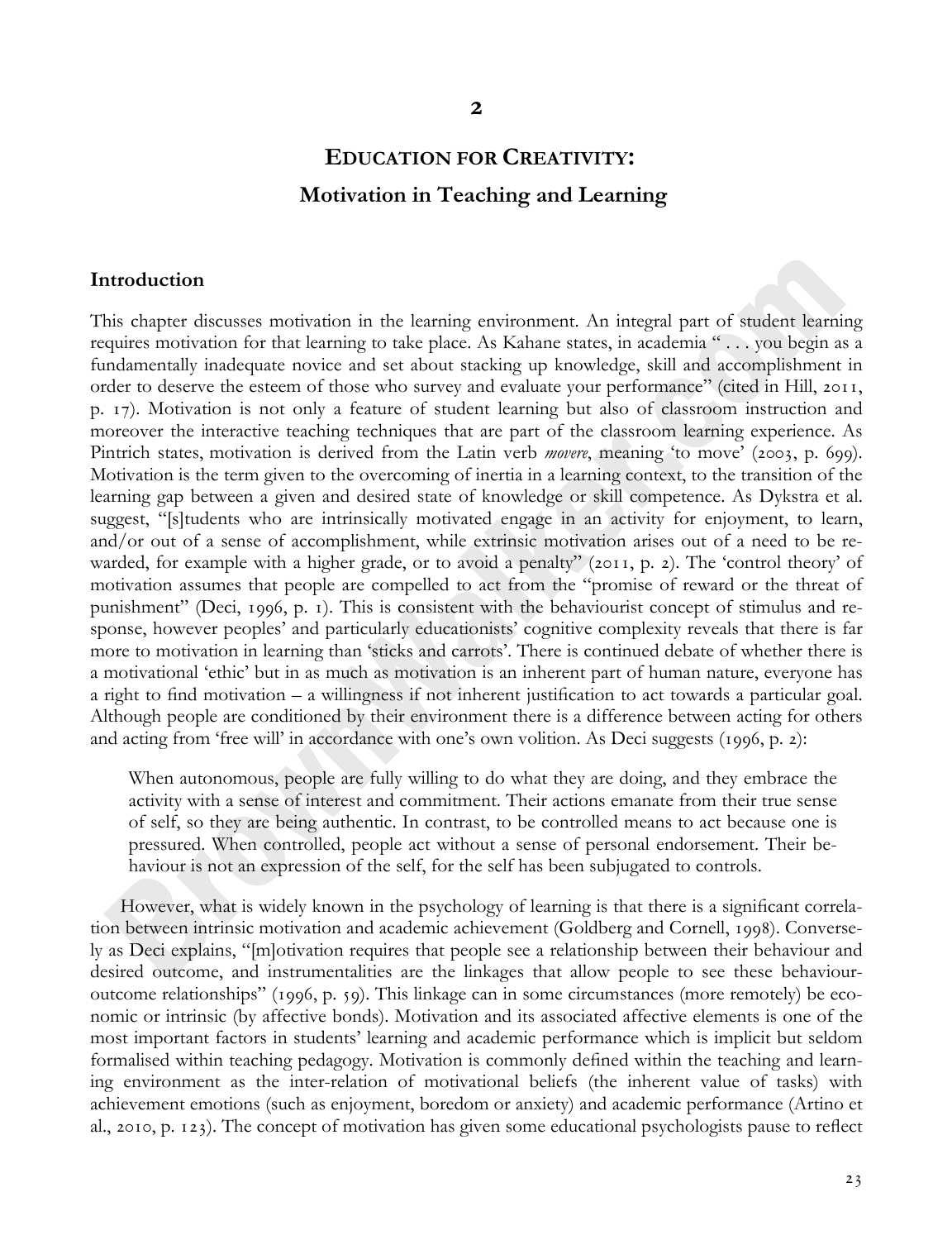## 2

# EDUCATION FOR CREATIVITY:

## Motivation in Teaching and Learning

### Introduction

This chapter discusses motivation in the learning environment. An integral part of student learning requires motivation for that learning to take place. As Kahane states, in academia " . . . you begin as a fundamentally inadequate novice and set about stacking up knowledge, skill and accomplishment in order to deserve the esteem of those who survey and evaluate your performance" (cited in Hill, 2011, p. 17). Motivation is not only a feature of student learning but also of classroom instruction and moreover the interactive teaching techniques that are part of the classroom learning experience. As Pintrich states, motivation is derived from the Latin verb *movere*, meaning 'to move' (2003, p. 699). Motivation is the term given to the overcoming of inertia in a learning context, to the transition of the learning gap between a given and desired state of knowledge or skill competence. As Dykstra et al. suggest, "[s]tudents who are intrinsically motivated engage in an activity for enjoyment, to learn, and/or out of a sense of accomplishment, while extrinsic motivation arises out of a need to be rewarded, for example with a higher grade, or to avoid a penalty" (2011, p. 2). The 'control theory' of motivation assumes that people are compelled to act from the "promise of reward or the threat of punishment" (Deci, 1996, p. 1). This is consistent with the behaviourist concept of stimulus and response, however peoples' and particularly educationists' cognitive complexity reveals that there is far more to motivation in learning than 'sticks and carrots'. There is continued debate of whether there is a motivational 'ethic' but in as much as motivation is an inherent part of human nature, everyone has a right to find motivation – a willingness if not inherent justification to act towards a particular goal. Although people are conditioned by their environment there is a difference between acting for others and acting from 'free will' in accordance with one's own volition. As Deci suggests (1996, p. 2):

> When autonomous, people are fully willing to do what they are doing, and they embrace the activity with a sense of interest and commitment. Their actions emanate from their true sense of self, so they are being authentic. In contrast, to be controlled means to act because one is pressured. When controlled, people act without a sense of personal endorsement. Their behaviour is not an expression of the self, for the self has been subjugated to controls.

However, what is widely known in the psychology of learning is that there is a significant correlation between intrinsic motivation and academic achievement (Goldberg and Cornell, 1998). Conversely as Deci explains, "[m]otivation requires that people see a relationship between their behaviour and desired outcome, and instrumentalities are the linkages that allow people to see these behaviour-outcome relationships" (1996, p. 59). This linkage can in some circumstances (more remotely) be economic or intrinsic (by affective bonds). Motivation and its associated affective elements is one of the most important factors in students' learning and academic performance which is implicit but seldom formalised within teaching pedagogy. Motivation is commonly defined within the teaching and learning environment as the inter-relation of motivational beliefs (the inherent value of tasks) with achievement emotions (such as enjoyment, boredom or anxiety) and academic performance (Artino et al., 2010, p. 123). The concept of motivation has given some educational psychologists pause to reflect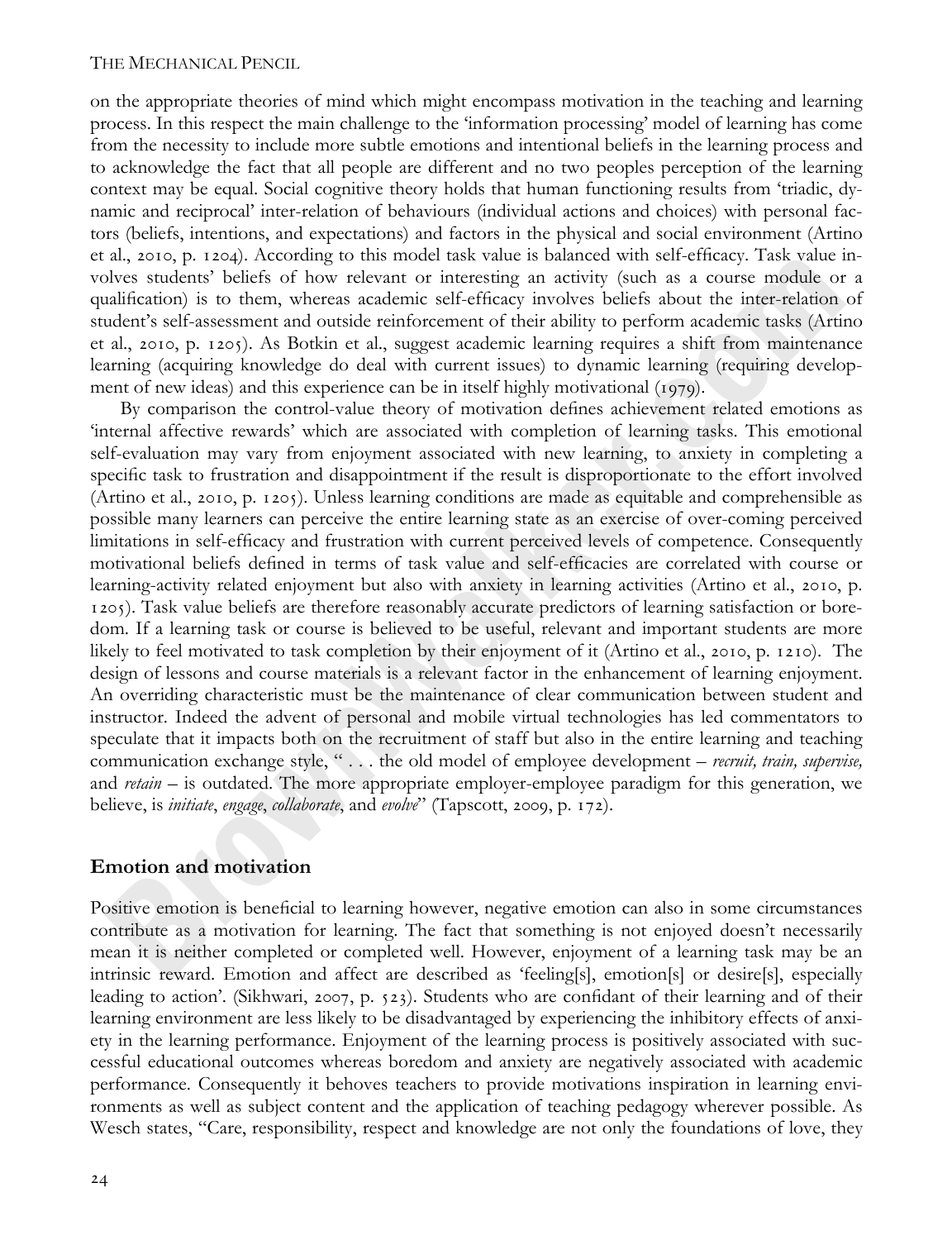on the appropriate theories of mind which might encompass motivation in the teaching and learning process. In this respect the main challenge to the 'information processing' model of learning has come from the necessity to include more subtle emotions and intentional beliefs in the learning process and to acknowledge the fact that all people are different and no two peoples perception of the learning context may be equal. Social cognitive theory holds that human functioning results from 'triadic, dynamic and reciprocal' inter-relation of behaviours (individual actions and choices) with personal factors (beliefs, intentions, and expectations) and factors in the physical and social environment (Artino et al., 2010, p. 1204). According to this model task value is balanced with self-efficacy. Task value involves students' beliefs of how relevant or interesting an activity (such as a course module or a qualification) is to them, whereas academic self-efficacy involves beliefs about the inter-relation of student's self-assessment and outside reinforcement of their ability to perform academic tasks (Artino et al., 2010, p. 1205). As Botkin et al., suggest academic learning requires a shift from maintenance learning (acquiring knowledge do deal with current issues) to dynamic learning (requiring development of new ideas) and this experience can be in itself highly motivational (1979).

By comparison the control-value theory of motivation defines achievement related emotions as 'internal affective rewards' which are associated with completion of learning tasks. This emotional self-evaluation may vary from enjoyment associated with new learning, to anxiety in completing a specific task to frustration and disappointment if the result is disproportionate to the effort involved (Artino et al., 2010, p. 1205). Unless learning conditions are made as equitable and comprehensible as possible many learners can perceive the entire learning state as an exercise of over-coming perceived limitations in self-efficacy and frustration with current perceived levels of competence. Consequently motivational beliefs defined in terms of task value and self-efficacies are correlated with course or learning-activity related enjoyment but also with anxiety in learning activities (Artino et al., 2010, p. 1205). Task value beliefs are therefore reasonably accurate predictors of learning satisfaction or boredom. If a learning task or course is believed to be useful, relevant and important students are more likely to feel motivated to task completion by their enjoyment of it (Artino et al., 2010, p. 1210). The design of lessons and course materials is a relevant factor in the enhancement of learning enjoyment. An overriding characteristic must be the maintenance of clear communication between student and instructor. Indeed the advent of personal and mobile virtual technologies has led commentators to speculate that it impacts both on the recruitment of staff but also in the entire learning and teaching communication exchange style, " . . . the old model of employee development – *recruit, train, supervise,* and *retain* – is outdated. The more appropriate employer-employee paradigm for this generation, we believe, is *initiate*, *engage*, *collaborate*, and *evolve*" (Tapscott, 2009, p. 172).

## Emotion and motivation

Positive emotion is beneficial to learning however, negative emotion can also in some circumstances contribute as a motivation for learning. The fact that something is not enjoyed doesn't necessarily mean it is neither completed or completed well. However, enjoyment of a learning task may be an intrinsic reward. Emotion and affect are described as 'feeling[s], emotion[s] or desire[s], especially leading to action'. (Sikhwari, 2007, p. 523). Students who are confidant of their learning and of their learning environment are less likely to be disadvantaged by experiencing the inhibitory effects of anxiety in the learning performance. Enjoyment of the learning process is positively associated with successful educational outcomes whereas boredom and anxiety are negatively associated with academic performance. Consequently it behoves teachers to provide motivations inspiration in learning environments as well as subject content and the application of teaching pedagogy wherever possible. As Wesch states, "Care, responsibility, respect and knowledge are not only the foundations of love, they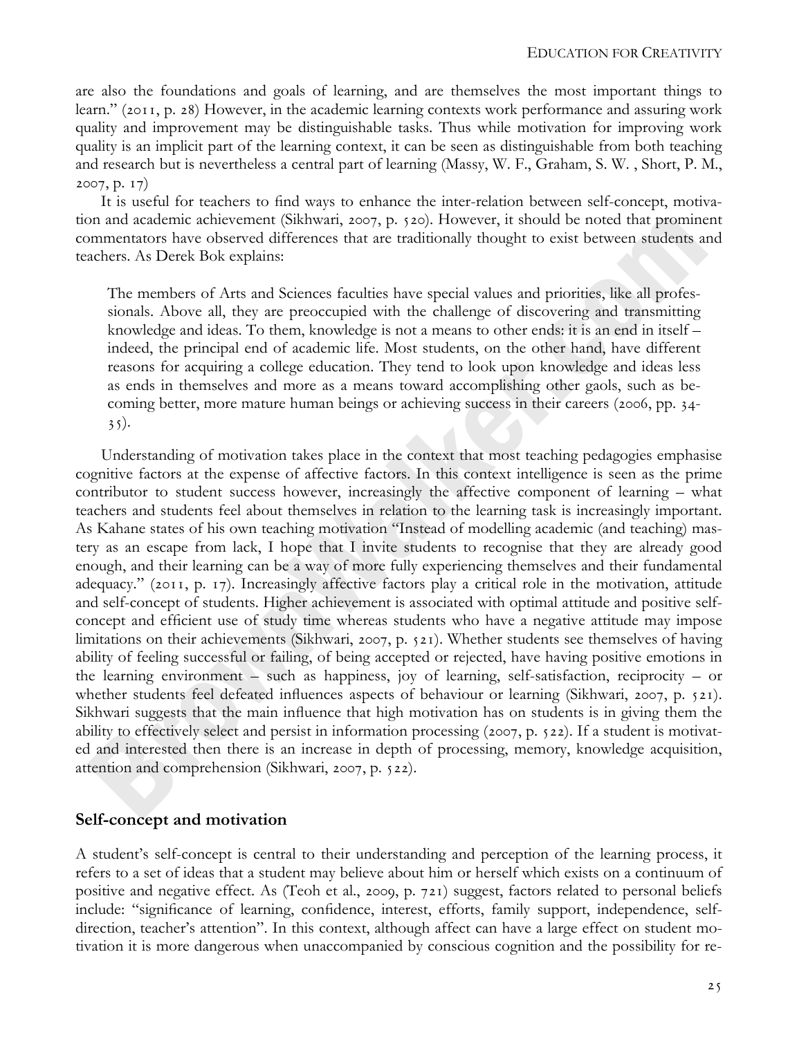are also the foundations and goals of learning, and are themselves the most important things to learn." (2011, p. 28) However, in the academic learning contexts work performance and assuring work quality and improvement may be distinguishable tasks. Thus while motivation for improving work quality is an implicit part of the learning context, it can be seen as distinguishable from both teaching and research but is nevertheless a central part of learning (Massy, W. F., Graham, S. W. , Short, P. M., 2007, p. 17)

It is useful for teachers to find ways to enhance the inter-relation between self-concept, motivation and academic achievement (Sikhwari, 2007, p. 520). However, it should be noted that prominent commentators have observed differences that are traditionally thought to exist between students and teachers. As Derek Bok explains:

> The members of Arts and Sciences faculties have special values and priorities, like all professionals. Above all, they are preoccupied with the challenge of discovering and transmitting knowledge and ideas. To them, knowledge is not a means to other ends: it is an end in itself – indeed, the principal end of academic life. Most students, on the other hand, have different reasons for acquiring a college education. They tend to look upon knowledge and ideas less as ends in themselves and more as a means toward accomplishing other gaols, such as becoming better, more mature human beings or achieving success in their careers (2006, pp. 34-35).

Understanding of motivation takes place in the context that most teaching pedagogies emphasise cognitive factors at the expense of affective factors. In this context intelligence is seen as the prime contributor to student success however, increasingly the affective component of learning – what teachers and students feel about themselves in relation to the learning task is increasingly important. As Kahane states of his own teaching motivation "Instead of modelling academic (and teaching) mastery as an escape from lack, I hope that I invite students to recognise that they are already good enough, and their learning can be a way of more fully experiencing themselves and their fundamental adequacy." (2011, p. 17). Increasingly affective factors play a critical role in the motivation, attitude and self-concept of students. Higher achievement is associated with optimal attitude and positive self-concept and efficient use of study time whereas students who have a negative attitude may impose limitations on their achievements (Sikhwari, 2007, p. 521). Whether students see themselves of having ability of feeling successful or failing, of being accepted or rejected, have having positive emotions in the learning environment – such as happiness, joy of learning, self-satisfaction, reciprocity – or whether students feel defeated influences aspects of behaviour or learning (Sikhwari, 2007, p. 521). Sikhwari suggests that the main influence that high motivation has on students is in giving them the ability to effectively select and persist in information processing (2007, p. 522). If a student is motivated and interested then there is an increase in depth of processing, memory, knowledge acquisition, attention and comprehension (Sikhwari, 2007, p. 522).

## Self-concept and motivation

A student's self-concept is central to their understanding and perception of the learning process, it refers to a set of ideas that a student may believe about him or herself which exists on a continuum of positive and negative effect. As (Teoh et al., 2009, p. 721) suggest, factors related to personal beliefs include: "significance of learning, confidence, interest, efforts, family support, independence, self-direction, teacher's attention". In this context, although affect can have a large effect on student motivation it is more dangerous when unaccompanied by conscious cognition and the possibility for re-